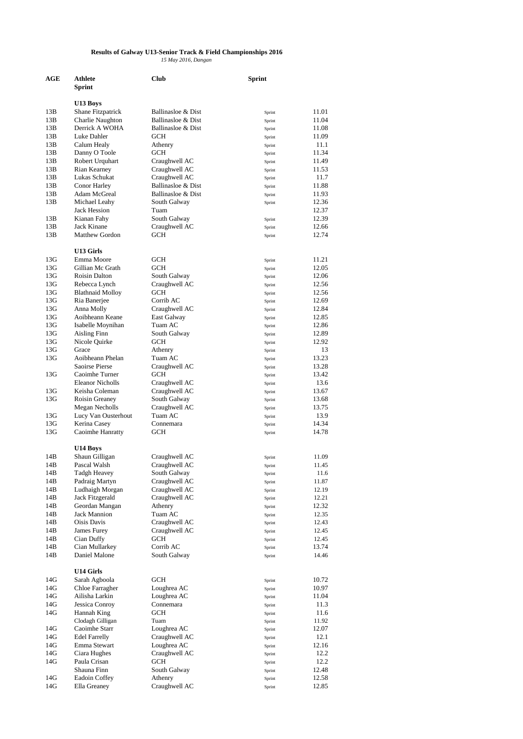**Results of Galway U13-Senior Track & Field Championships 2016**

*15 May 2016, Dangan*

| AGE | Athlete | Club | Sprint | |
|---|---|---|---|---|
| | **Sprint** | | | |
| | **U13 Boys** | | | |
| 13B | Shane Fitzpatrick | Ballinasloe & Dist | Sprint | 11.01 |
| 13B | Charlie Naughton | Ballinasloe & Dist | Sprint | 11.04 |
| 13B | Derrick A WOHA | Ballinasloe & Dist | Sprint | 11.08 |
| 13B | Luke Dahler | GCH | Sprint | 11.09 |
| 13B | Calum Healy | Athenry | Sprint | 11.1 |
| 13B | Danny O Toole | GCH | Sprint | 11.34 |
| 13B | Robert Urquhart | Craughwell AC | Sprint | 11.49 |
| 13B | Rian Kearney | Craughwell AC | Sprint | 11.53 |
| 13B | Lukas Schukat | Craughwell AC | Sprint | 11.7 |
| 13B | Conor Harley | Ballinasloe & Dist | Sprint | 11.88 |
| 13B | Adam McGreal | Ballinasloe & Dist | Sprint | 11.93 |
| 13B | Michael Leahy | South Galway | Sprint | 12.36 |
| | Jack Hession | Tuam | | 12.37 |
| 13B | Kianan Fahy | South Galway | Sprint | 12.39 |
| 13B | Jack Kinane | Craughwell AC | Sprint | 12.66 |
| 13B | Matthew Gordon | GCH | Sprint | 12.74 |
| | **U13 Girls** | | | |
| 13G | Emma Moore | GCH | Sprint | 11.21 |
| 13G | Gillian Mc Grath | GCH | Sprint | 12.05 |
| 13G | Roisin Dalton | South Galway | Sprint | 12.06 |
| 13G | Rebecca Lynch | Craughwell AC | Sprint | 12.56 |
| 13G | Blathnaid Molloy | GCH | Sprint | 12.56 |
| 13G | Ria Banerjee | Corrib AC | Sprint | 12.69 |
| 13G | Anna Molly | Craughwell AC | Sprint | 12.84 |
| 13G | Aoibheann Keane | East Galway | Sprint | 12.85 |
| 13G | Isabelle Moynihan | Tuam AC | Sprint | 12.86 |
| 13G | Aisling Finn | South Galway | Sprint | 12.89 |
| 13G | Nicole Quirke | GCH | Sprint | 12.92 |
| 13G | Grace | Athenry | Sprint | 13 |
| 13G | Aoibheann Phelan | Tuam AC | Sprint | 13.23 |
| | Saoirse Pierse | Craughwell AC | Sprint | 13.28 |
| 13G | Caoimhe Turner | GCH | Sprint | 13.42 |
| | Eleanor Nicholls | Craughwell AC | Sprint | 13.6 |
| 13G | Keisha Coleman | Craughwell AC | Sprint | 13.67 |
| 13G | Roisin Greaney | South Galway | Sprint | 13.68 |
| | Megan Necholls | Craughwell AC | Sprint | 13.75 |
| 13G | Lucy Van Ousterhout | Tuam AC | Sprint | 13.9 |
| 13G | Kerina Casey | Connemara | Sprint | 14.34 |
| 13G | Caoimhe Hanratty | GCH | Sprint | 14.78 |
| | **U14 Boys** | | | |
| 14B | Shaun Gilligan | Craughwell AC | Sprint | 11.09 |
| 14B | Pascal Walsh | Craughwell AC | Sprint | 11.45 |
| 14B | Tadgh Heavey | South Galway | Sprint | 11.6 |
| 14B | Padraig Martyn | Craughwell AC | Sprint | 11.87 |
| 14B | Ludhaigh Morgan | Craughwell AC | Sprint | 12.19 |
| 14B | Jack Fitzgerald | Craughwell AC | Sprint | 12.21 |
| 14B | Geordan Mangan | Athenry | Sprint | 12.32 |
| 14B | Jack Mannion | Tuam AC | Sprint | 12.35 |
| 14B | Oisis Davis | Craughwell AC | Sprint | 12.43 |
| 14B | James Furey | Craughwell AC | Sprint | 12.45 |
| 14B | Cian Duffy | GCH | Sprint | 12.45 |
| 14B | Cian Mullarkey | Corrib AC | Sprint | 13.74 |
| 14B | Daniel Malone | South Galway | Sprint | 14.46 |
| | **U14 Girls** | | | |
| 14G | Sarah Agboola | GCH | Sprint | 10.72 |
| 14G | Chloe Farragher | Loughrea AC | Sprint | 10.97 |
| 14G | Ailisha Larkin | Loughrea AC | Sprint | 11.04 |
| 14G | Jessica Conroy | Connemara | Sprint | 11.3 |
| 14G | Hannah King | GCH | Sprint | 11.6 |
| | Clodagh Gilligan | Tuam | Sprint | 11.92 |
| 14G | Caoimhe Starr | Loughrea AC | Sprint | 12.07 |
| 14G | Edel Farrelly | Craughwell AC | Sprint | 12.1 |
| 14G | Emma Stewart | Loughrea AC | Sprint | 12.16 |
| 14G | Ciara Hughes | Craughwell AC | Sprint | 12.2 |
| 14G | Paula Crisan | GCH | Sprint | 12.2 |
| | Shauna Finn | South Galway | Sprint | 12.48 |
| 14G | Eadoin Coffey | Athenry | Sprint | 12.58 |
| 14G | Ella Greaney | Craughwell AC | Sprint | 12.85 |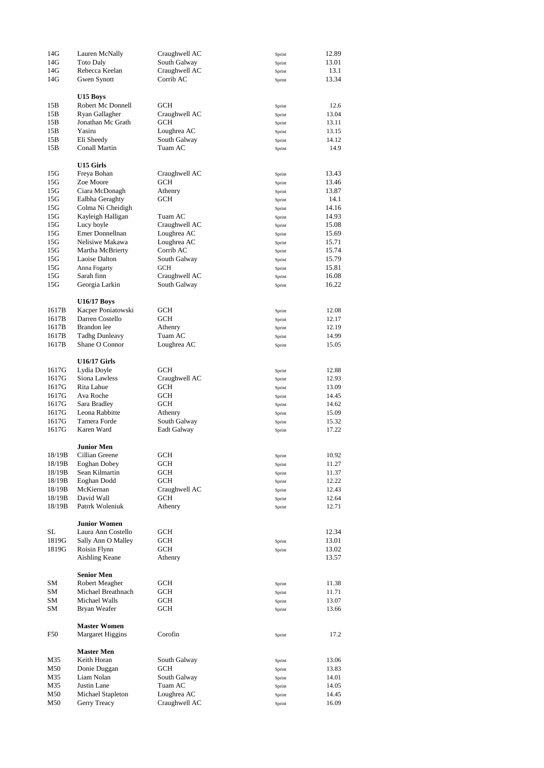| | | | | |
|---|---|---|---|---|
| 14G | Lauren McNally | Craughwell AC | Sprint | 12.89 |
| 14G | Toto Daly | South Galway | Sprint | 13.01 |
| 14G | Rebecca Keelan | Craughwell AC | Sprint | 13.1 |
| 14G | Gwen Synott | Corrib AC | Sprint | 13.34 |
| | **U15 Boys** | | | |
| 15B | Robert Mc Donnell | GCH | Sprint | 12.6 |
| 15B | Ryan Gallagher | Craughwell AC | Sprint | 13.04 |
| 15B | Jonathan Mc Grath | GCH | Sprint | 13.11 |
| 15B | Yasiru | Loughrea AC | Sprint | 13.15 |
| 15B | Eli Sheedy | South Galway | Sprint | 14.12 |
| 15B | Conall Martin | Tuam AC | Sprint | 14.9 |
| | **U15 Girls** | | | |
| 15G | Freya Bohan | Craughwell AC | Sprint | 13.43 |
| 15G | Zoe Moore | GCH | Sprint | 13.46 |
| 15G | Ciara McDonagh | Athenry | Sprint | 13.87 |
| 15G | Ealbha Geraghty | GCH | Sprint | 14.1 |
| 15G | Colma Ni Cheidigh | | Sprint | 14.16 |
| 15G | Kayleigh Halligan | Tuam AC | Sprint | 14.93 |
| 15G | Lucy boyle | Craughwell AC | Sprint | 15.08 |
| 15G | Emer Donnellnan | Loughrea AC | Sprint | 15.69 |
| 15G | Nelisiwe Makawa | Loughrea AC | Sprint | 15.71 |
| 15G | Martha McBrierty | Corrib AC | Sprint | 15.74 |
| 15G | Laoise Dalton | South Galway | Sprint | 15.79 |
| 15G | Anna Fogarty | GCH | Sprint | 15.81 |
| 15G | Sarah finn | Craughwell AC | Sprint | 16.08 |
| 15G | Georgia Larkin | South Galway | Sprint | 16.22 |
| | **U16/17 Boys** | | | |
| 1617B | Kacper Poniatowski | GCH | Sprint | 12.08 |
| 1617B | Darren Costello | GCH | Sprint | 12.17 |
| 1617B | Brandon lee | Athenry | Sprint | 12.19 |
| 1617B | Tadhg Dunleavy | Tuam AC | Sprint | 14.99 |
| 1617B | Shane O Connor | Loughrea AC | Sprint | 15.05 |
| | **U16/17 Girls** | | | |
| 1617G | Lydia Doyle | GCH | Sprint | 12.88 |
| 1617G | Siona Lawless | Craughwell AC | Sprint | 12.93 |
| 1617G | Rita Lahue | GCH | Sprint | 13.09 |
| 1617G | Ava Roche | GCH | Sprint | 14.45 |
| 1617G | Sara Bradley | GCH | Sprint | 14.62 |
| 1617G | Leona Rabbitte | Athenry | Sprint | 15.09 |
| 1617G | Tamera Forde | South Galway | Sprint | 15.32 |
| 1617G | Karen Ward | Eadt Galway | Sprint | 17.22 |
| | **Junior Men** | | | |
| 18/19B | Cillian Greene | GCH | Sprint | 10.92 |
| 18/19B | Eoghan Dobey | GCH | Sprint | 11.27 |
| 18/19B | Sean Kilmartin | GCH | Sprint | 11.37 |
| 18/19B | Eoghan Dodd | GCH | Sprint | 12.22 |
| 18/19B | McKiernan | Craughwell AC | Sprint | 12.43 |
| 18/19B | David Wall | GCH | Sprint | 12.64 |
| 18/19B | Patrrk Woleniuk | Athenry | Sprint | 12.71 |
| | **Junior Women** | | | |
| SL | Laura Ann Costello | GCH | | 12.34 |
| 1819G | Sally Ann O Malley | GCH | Sprint | 13.01 |
| 1819G | Roisin Flynn | GCH | Sprint | 13.02 |
| | Aishling Keane | Athenry | | 13.57 |
| | **Senior Men** | | | |
| SM | Robert Meagher | GCH | Sprint | 11.38 |
| SM | Michael Breathnach | GCH | Sprint | 11.71 |
| SM | Michael Walls | GCH | Sprint | 13.07 |
| SM | Bryan Weafer | GCH | Sprint | 13.66 |
| | **Master Women** | | | |
| F50 | Margaret Higgins | Corofin | Sprint | 17.2 |
| | **Master Men** | | | |
| M35 | Keith Horan | South Galway | Sprint | 13.06 |
| M50 | Donie Duggan | GCH | Sprint | 13.83 |
| M35 | Liam Nolan | South Galway | Sprint | 14.01 |
| M35 | Justin Lane | Tuam AC | Sprint | 14.05 |
| M50 | Michael Stapleton | Loughrea AC | Sprint | 14.45 |
| M50 | Gerry Treacy | Craughwell AC | Sprint | 16.09 |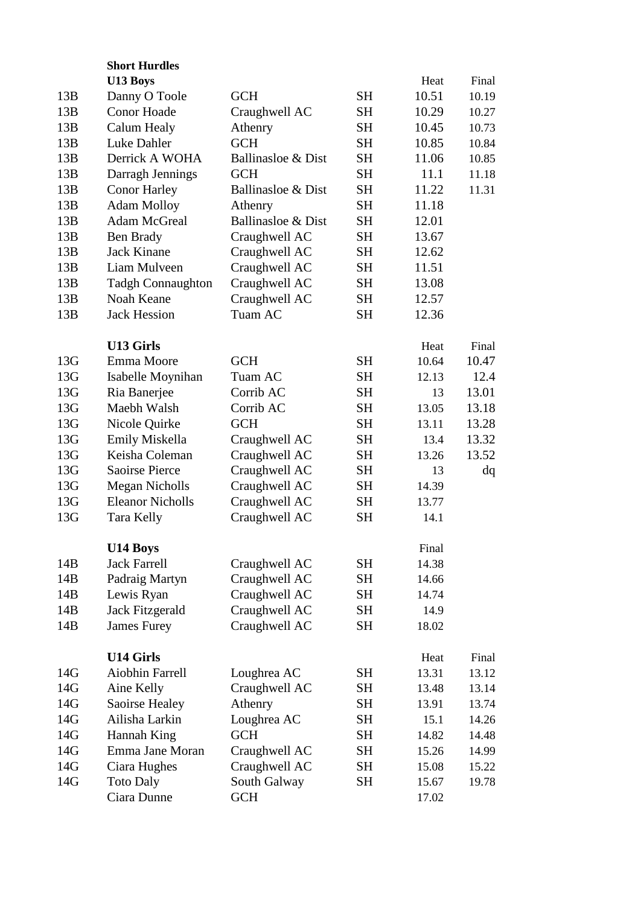**Short Hurdles**

**U13 Boys**

| | | | | Heat | Final |
|---|---|---|---|---|---|
| 13B | Danny O Toole | GCH | SH | 10.51 | 10.19 |
| 13B | Conor Hoade | Craughwell AC | SH | 10.29 | 10.27 |
| 13B | Calum Healy | Athenry | SH | 10.45 | 10.73 |
| 13B | Luke Dahler | GCH | SH | 10.85 | 10.84 |
| 13B | Derrick A WOHA | Ballinasloe & Dist | SH | 11.06 | 10.85 |
| 13B | Darragh Jennings | GCH | SH | 11.1 | 11.18 |
| 13B | Conor Harley | Ballinasloe & Dist | SH | 11.22 | 11.31 |
| 13B | Adam Molloy | Athenry | SH | 11.18 | |
| 13B | Adam McGreal | Ballinasloe & Dist | SH | 12.01 | |
| 13B | Ben Brady | Craughwell AC | SH | 13.67 | |
| 13B | Jack Kinane | Craughwell AC | SH | 12.62 | |
| 13B | Liam Mulveen | Craughwell AC | SH | 11.51 | |
| 13B | Tadgh Connaughton | Craughwell AC | SH | 13.08 | |
| 13B | Noah Keane | Craughwell AC | SH | 12.57 | |
| 13B | Jack Hession | Tuam AC | SH | 12.36 | |

**U13 Girls**

| | | | | Heat | Final |
|---|---|---|---|---|---|
| 13G | Emma Moore | GCH | SH | 10.64 | 10.47 |
| 13G | Isabelle Moynihan | Tuam AC | SH | 12.13 | 12.4 |
| 13G | Ria Banerjee | Corrib AC | SH | 13 | 13.01 |
| 13G | Maebh Walsh | Corrib AC | SH | 13.05 | 13.18 |
| 13G | Nicole Quirke | GCH | SH | 13.11 | 13.28 |
| 13G | Emily Miskella | Craughwell AC | SH | 13.4 | 13.32 |
| 13G | Keisha Coleman | Craughwell AC | SH | 13.26 | 13.52 |
| 13G | Saoirse Pierce | Craughwell AC | SH | 13 | dq |
| 13G | Megan Nicholls | Craughwell AC | SH | 14.39 | |
| 13G | Eleanor Nicholls | Craughwell AC | SH | 13.77 | |
| 13G | Tara Kelly | Craughwell AC | SH | 14.1 | |

**U14 Boys**

| | | | | Final |
|---|---|---|---|---|
| 14B | Jack Farrell | Craughwell AC | SH | 14.38 |
| 14B | Padraig Martyn | Craughwell AC | SH | 14.66 |
| 14B | Lewis Ryan | Craughwell AC | SH | 14.74 |
| 14B | Jack Fitzgerald | Craughwell AC | SH | 14.9 |
| 14B | James Furey | Craughwell AC | SH | 18.02 |

**U14 Girls**

| | | | | Heat | Final |
|---|---|---|---|---|---|
| 14G | Aiobhin Farrell | Loughrea AC | SH | 13.31 | 13.12 |
| 14G | Aine Kelly | Craughwell AC | SH | 13.48 | 13.14 |
| 14G | Saoirse Healey | Athenry | SH | 13.91 | 13.74 |
| 14G | Ailisha Larkin | Loughrea AC | SH | 15.1 | 14.26 |
| 14G | Hannah King | GCH | SH | 14.82 | 14.48 |
| 14G | Emma Jane Moran | Craughwell AC | SH | 15.26 | 14.99 |
| 14G | Ciara Hughes | Craughwell AC | SH | 15.08 | 15.22 |
| 14G | Toto Daly | South Galway | SH | 15.67 | 19.78 |
| | Ciara Dunne | GCH | | 17.02 | |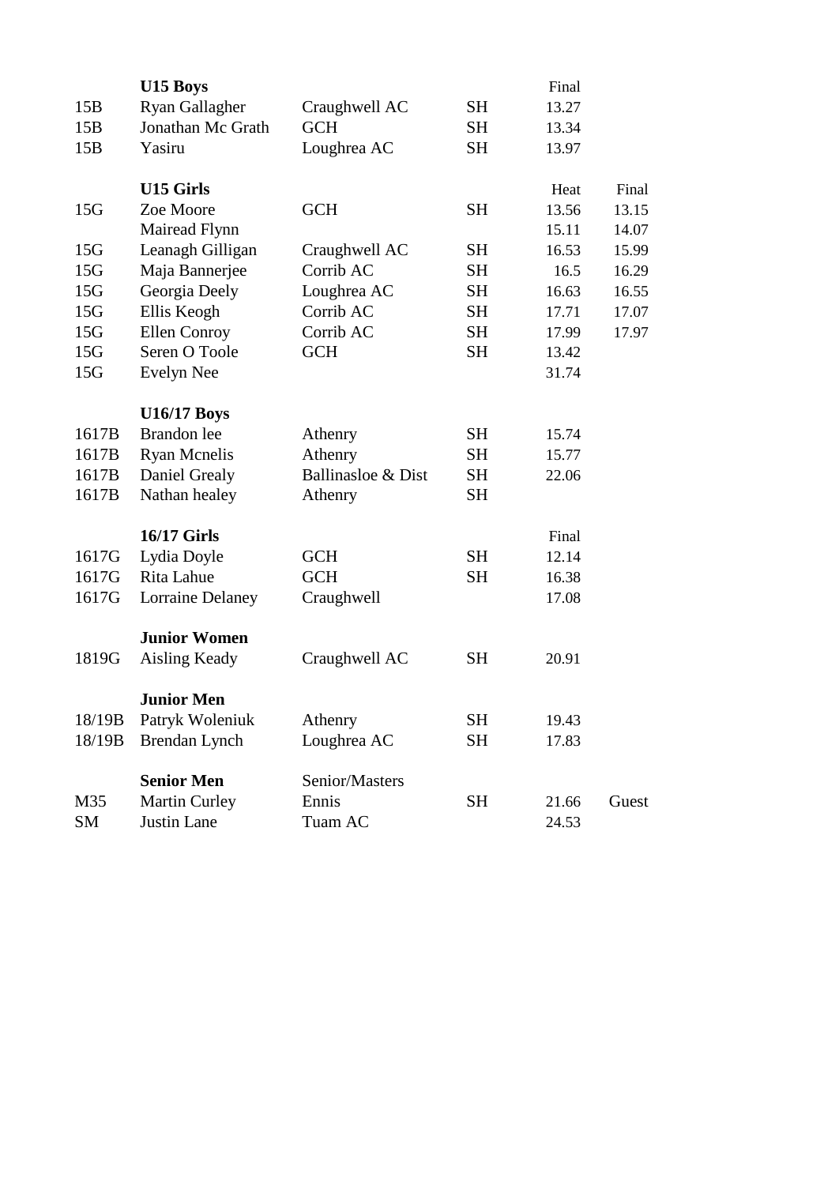| | **U15 Boys** | | | Final | |
|---|---|---|---|---|---|
| 15B | Ryan Gallagher | Craughwell AC | SH | 13.27 | |
| 15B | Jonathan Mc Grath | GCH | SH | 13.34 | |
| 15B | Yasiru | Loughrea AC | SH | 13.97 | |
| | | | | | |
| | **U15 Girls** | | | Heat | Final |
| 15G | Zoe Moore | GCH | SH | 13.56 | 13.15 |
| | Mairead Flynn | | | 15.11 | 14.07 |
| 15G | Leanagh Gilligan | Craughwell AC | SH | 16.53 | 15.99 |
| 15G | Maja Bannerjee | Corrib AC | SH | 16.5 | 16.29 |
| 15G | Georgia Deely | Loughrea AC | SH | 16.63 | 16.55 |
| 15G | Ellis Keogh | Corrib AC | SH | 17.71 | 17.07 |
| 15G | Ellen Conroy | Corrib AC | SH | 17.99 | 17.97 |
| 15G | Seren O Toole | GCH | SH | 13.42 | |
| 15G | Evelyn Nee | | | 31.74 | |
| | | | | | |
| | **U16/17 Boys** | | | | |
| 1617B | Brandon lee | Athenry | SH | 15.74 | |
| 1617B | Ryan Mcnelis | Athenry | SH | 15.77 | |
| 1617B | Daniel Grealy | Ballinasloe & Dist | SH | 22.06 | |
| 1617B | Nathan healey | Athenry | SH | | |
| | | | | | |
| | **16/17 Girls** | | | Final | |
| 1617G | Lydia Doyle | GCH | SH | 12.14 | |
| 1617G | Rita Lahue | GCH | SH | 16.38 | |
| 1617G | Lorraine Delaney | Craughwell | | 17.08 | |
| | | | | | |
| | **Junior Women** | | | | |
| 1819G | Aisling Keady | Craughwell AC | SH | 20.91 | |
| | | | | | |
| | **Junior Men** | | | | |
| 18/19B | Patryk Woleniuk | Athenry | SH | 19.43 | |
| 18/19B | Brendan Lynch | Loughrea AC | SH | 17.83 | |
| | | | | | |
| | **Senior Men** | Senior/Masters | | | |
| M35 | Martin Curley | Ennis | SH | 21.66 | Guest |
| SM | Justin Lane | Tuam AC | | 24.53 | |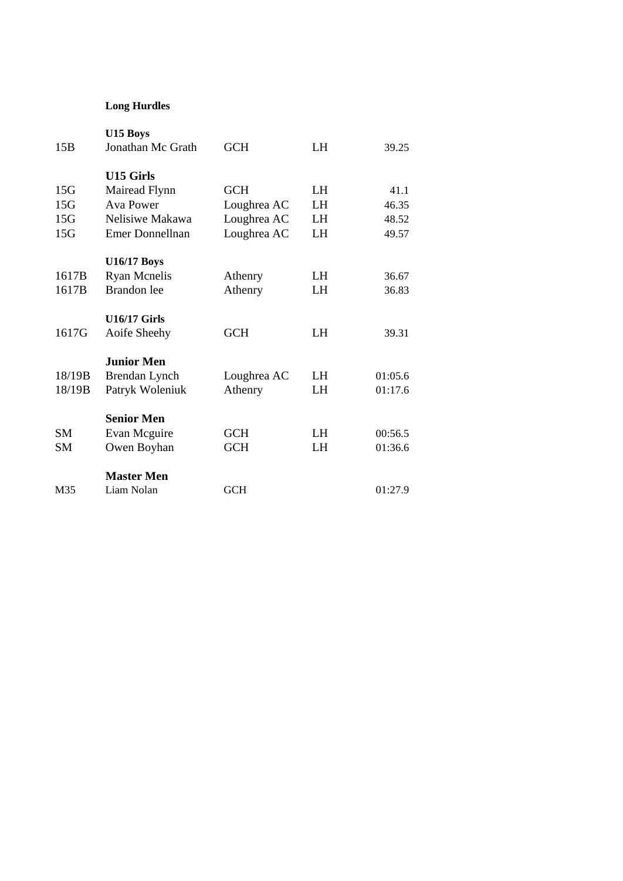**Long Hurdles**

| | | | | |
|---|---|---|---|---|
| | **U15 Boys** | | | |
| 15B | Jonathan Mc Grath | GCH | LH | 39.25 |
| | **U15 Girls** | | | |
| 15G | Mairead Flynn | GCH | LH | 41.1 |
| 15G | Ava Power | Loughrea AC | LH | 46.35 |
| 15G | Nelisiwe Makawa | Loughrea AC | LH | 48.52 |
| 15G | Emer Donnellnan | Loughrea AC | LH | 49.57 |
| | **U16/17 Boys** | | | |
| 1617B | Ryan Mcnelis | Athenry | LH | 36.67 |
| 1617B | Brandon lee | Athenry | LH | 36.83 |
| | **U16/17 Girls** | | | |
| 1617G | Aoife Sheehy | GCH | LH | 39.31 |
| | **Junior Men** | | | |
| 18/19B | Brendan Lynch | Loughrea AC | LH | 01:05.6 |
| 18/19B | Patryk Woleniuk | Athenry | LH | 01:17.6 |
| | **Senior Men** | | | |
| SM | Evan Mcguire | GCH | LH | 00:56.5 |
| SM | Owen Boyhan | GCH | LH | 01:36.6 |
| | **Master Men** | | | |
| M35 | Liam Nolan | GCH | | 01:27.9 |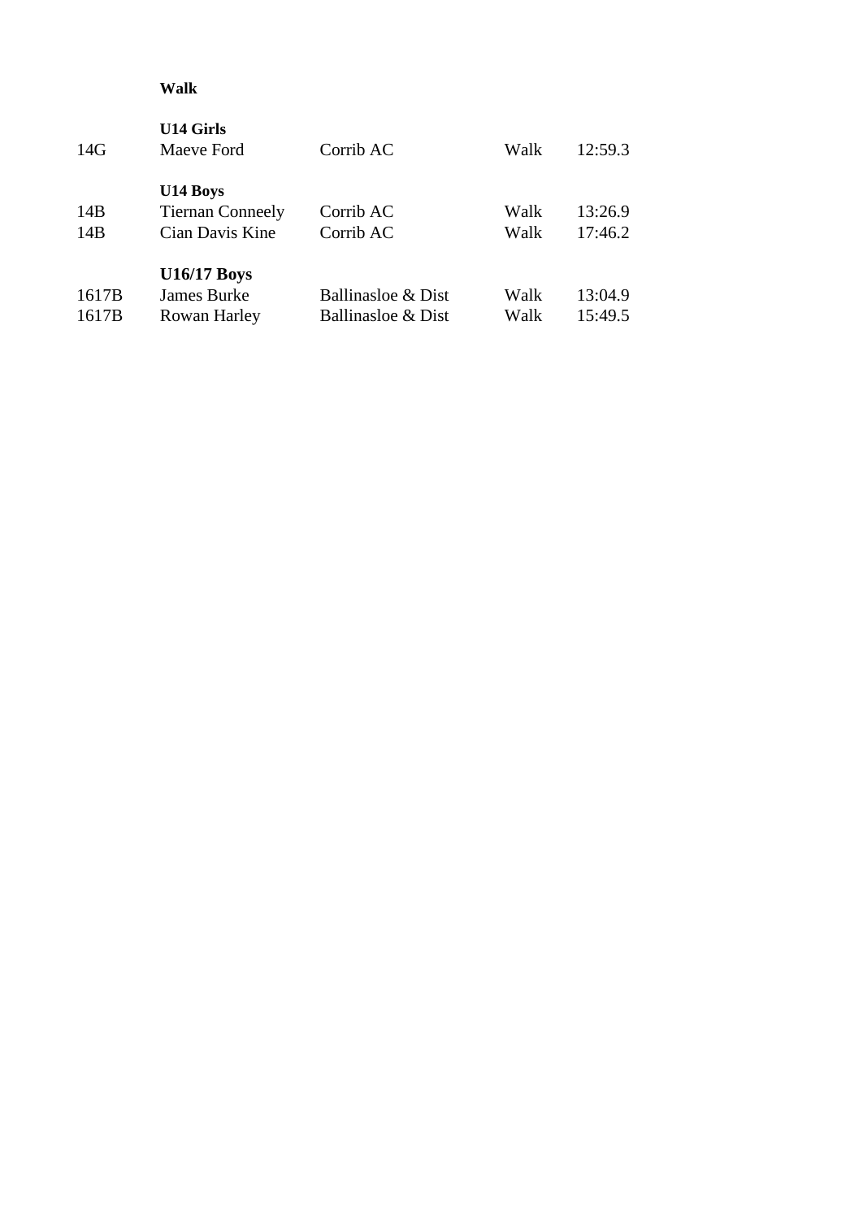**Walk**

| | **U14 Girls** | | | |
|---|---|---|---|---|
| 14G | Maeve Ford | Corrib AC | Walk | 12:59.3 |
| | | | | |
| | **U14 Boys** | | | |
| 14B | Tiernan Conneely | Corrib AC | Walk | 13:26.9 |
| 14B | Cian Davis Kine | Corrib AC | Walk | 17:46.2 |
| | | | | |
| | **U16/17 Boys** | | | |
| 1617B | James Burke | Ballinasloe & Dist | Walk | 13:04.9 |
| 1617B | Rowan Harley | Ballinasloe & Dist | Walk | 15:49.5 |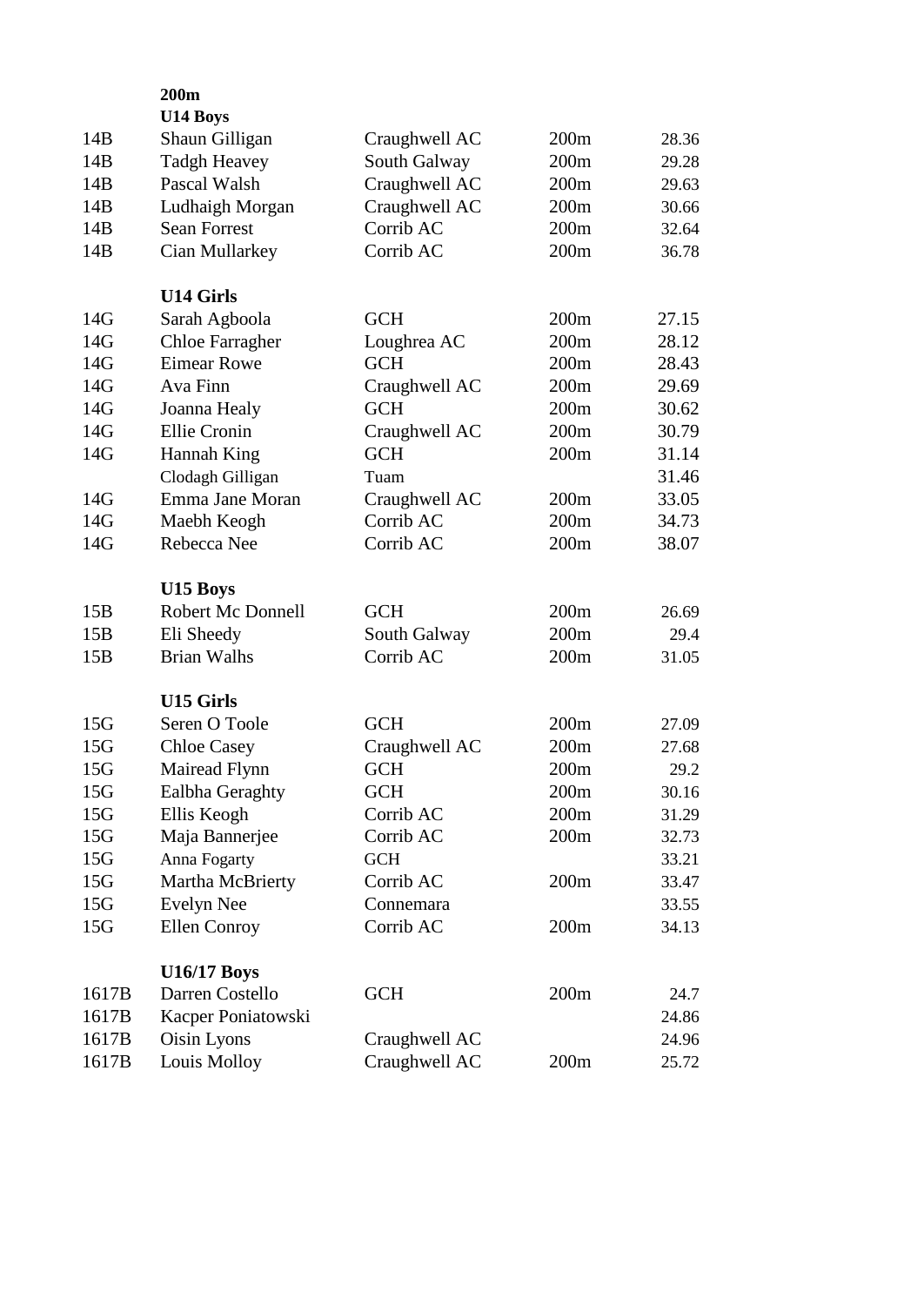**200m**

**U14 Boys**

| | | | | |
|---|---|---|---|---|
| 14B | Shaun Gilligan | Craughwell AC | 200m | 28.36 |
| 14B | Tadgh Heavey | South Galway | 200m | 29.28 |
| 14B | Pascal Walsh | Craughwell AC | 200m | 29.63 |
| 14B | Ludhaigh Morgan | Craughwell AC | 200m | 30.66 |
| 14B | Sean Forrest | Corrib AC | 200m | 32.64 |
| 14B | Cian Mullarkey | Corrib AC | 200m | 36.78 |

**U14 Girls**

| | | | | |
|---|---|---|---|---|
| 14G | Sarah Agboola | GCH | 200m | 27.15 |
| 14G | Chloe Farragher | Loughrea AC | 200m | 28.12 |
| 14G | Eimear Rowe | GCH | 200m | 28.43 |
| 14G | Ava Finn | Craughwell AC | 200m | 29.69 |
| 14G | Joanna Healy | GCH | 200m | 30.62 |
| 14G | Ellie Cronin | Craughwell AC | 200m | 30.79 |
| 14G | Hannah King | GCH | 200m | 31.14 |
| | Clodagh Gilligan | Tuam | | 31.46 |
| 14G | Emma Jane Moran | Craughwell AC | 200m | 33.05 |
| 14G | Maebh Keogh | Corrib AC | 200m | 34.73 |
| 14G | Rebecca Nee | Corrib AC | 200m | 38.07 |

**U15 Boys**

| | | | | |
|---|---|---|---|---|
| 15B | Robert Mc Donnell | GCH | 200m | 26.69 |
| 15B | Eli Sheedy | South Galway | 200m | 29.4 |
| 15B | Brian Walhs | Corrib AC | 200m | 31.05 |

**U15 Girls**

| | | | | |
|---|---|---|---|---|
| 15G | Seren O Toole | GCH | 200m | 27.09 |
| 15G | Chloe Casey | Craughwell AC | 200m | 27.68 |
| 15G | Mairead Flynn | GCH | 200m | 29.2 |
| 15G | Ealbha Geraghty | GCH | 200m | 30.16 |
| 15G | Ellis Keogh | Corrib AC | 200m | 31.29 |
| 15G | Maja Bannerjee | Corrib AC | 200m | 32.73 |
| 15G | Anna Fogarty | GCH | | 33.21 |
| 15G | Martha McBrierty | Corrib AC | 200m | 33.47 |
| 15G | Evelyn Nee | Connemara | | 33.55 |
| 15G | Ellen Conroy | Corrib AC | 200m | 34.13 |

**U16/17 Boys**

| | | | | |
|---|---|---|---|---|
| 1617B | Darren Costello | GCH | 200m | 24.7 |
| 1617B | Kacper Poniatowski | | | 24.86 |
| 1617B | Oisin Lyons | Craughwell AC | | 24.96 |
| 1617B | Louis Molloy | Craughwell AC | 200m | 25.72 |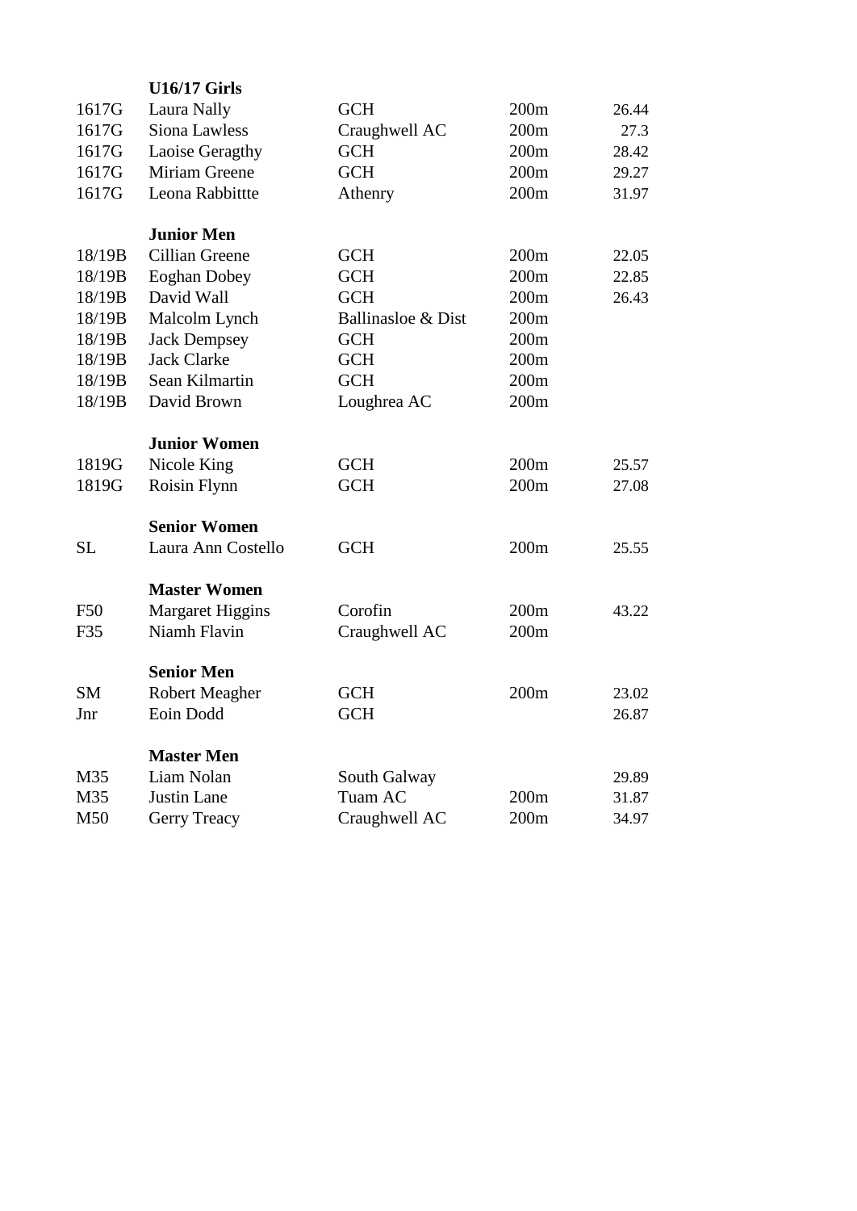| | **U16/17 Girls** | | | |
|---|---|---|---|---|
| 1617G | Laura Nally | GCH | 200m | 26.44 |
| 1617G | Siona Lawless | Craughwell AC | 200m | 27.3 |
| 1617G | Laoise Geragthy | GCH | 200m | 28.42 |
| 1617G | Miriam Greene | GCH | 200m | 29.27 |
| 1617G | Leona Rabbittte | Athenry | 200m | 31.97 |
| | | | | |
| | **Junior Men** | | | |
| 18/19B | Cillian Greene | GCH | 200m | 22.05 |
| 18/19B | Eoghan Dobey | GCH | 200m | 22.85 |
| 18/19B | David Wall | GCH | 200m | 26.43 |
| 18/19B | Malcolm Lynch | Ballinasloe & Dist | 200m | |
| 18/19B | Jack Dempsey | GCH | 200m | |
| 18/19B | Jack Clarke | GCH | 200m | |
| 18/19B | Sean Kilmartin | GCH | 200m | |
| 18/19B | David Brown | Loughrea AC | 200m | |
| | | | | |
| | **Junior Women** | | | |
| 1819G | Nicole King | GCH | 200m | 25.57 |
| 1819G | Roisin Flynn | GCH | 200m | 27.08 |
| | | | | |
| | **Senior Women** | | | |
| SL | Laura Ann Costello | GCH | 200m | 25.55 |
| | | | | |
| | **Master Women** | | | |
| F50 | Margaret Higgins | Corofin | 200m | 43.22 |
| F35 | Niamh Flavin | Craughwell AC | 200m | |
| | | | | |
| | **Senior Men** | | | |
| SM | Robert Meagher | GCH | 200m | 23.02 |
| Jnr | Eoin Dodd | GCH | | 26.87 |
| | | | | |
| | **Master Men** | | | |
| M35 | Liam Nolan | South Galway | | 29.89 |
| M35 | Justin Lane | Tuam AC | 200m | 31.87 |
| M50 | Gerry Treacy | Craughwell AC | 200m | 34.97 |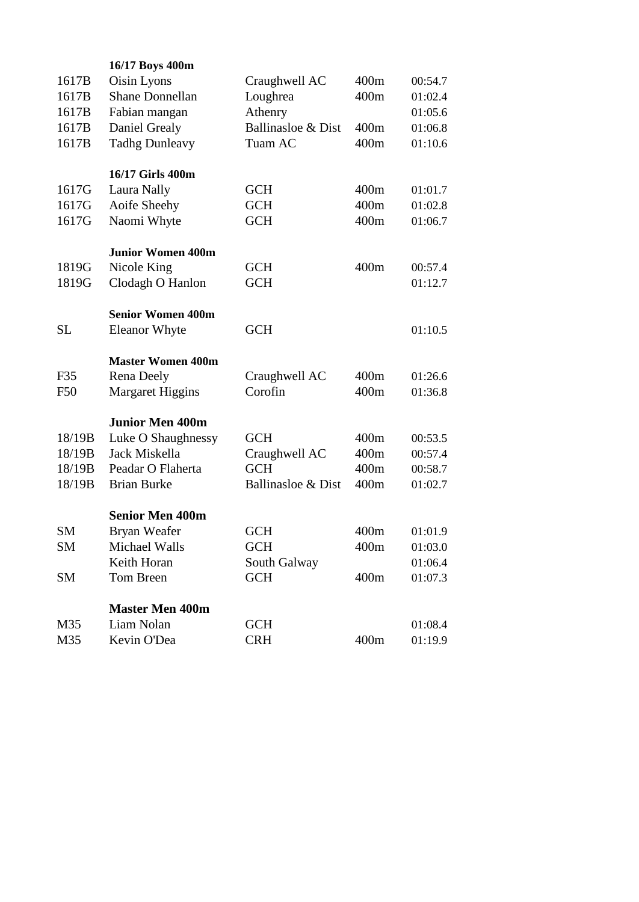**16/17 Boys 400m**

| | | | | |
|---|---|---|---|---|
| 1617B | Oisin Lyons | Craughwell AC | 400m | 00:54.7 |
| 1617B | Shane Donnellan | Loughrea | 400m | 01:02.4 |
| 1617B | Fabian mangan | Athenry | | 01:05.6 |
| 1617B | Daniel Grealy | Ballinasloe & Dist | 400m | 01:06.8 |
| 1617B | Tadhg Dunleavy | Tuam AC | 400m | 01:10.6 |

**16/17 Girls 400m**

| | | | | |
|---|---|---|---|---|
| 1617G | Laura Nally | GCH | 400m | 01:01.7 |
| 1617G | Aoife Sheehy | GCH | 400m | 01:02.8 |
| 1617G | Naomi Whyte | GCH | 400m | 01:06.7 |

**Junior Women 400m**

| | | | | |
|---|---|---|---|---|
| 1819G | Nicole King | GCH | 400m | 00:57.4 |
| 1819G | Clodagh O Hanlon | GCH | | 01:12.7 |

**Senior Women 400m**

| | | | | |
|---|---|---|---|---|
| SL | Eleanor Whyte | GCH | | 01:10.5 |

**Master Women 400m**

| | | | | |
|---|---|---|---|---|
| F35 | Rena Deely | Craughwell AC | 400m | 01:26.6 |
| F50 | Margaret Higgins | Corofin | 400m | 01:36.8 |

**Junior Men 400m**

| | | | | |
|---|---|---|---|---|
| 18/19B | Luke O Shaughnessy | GCH | 400m | 00:53.5 |
| 18/19B | Jack Miskella | Craughwell AC | 400m | 00:57.4 |
| 18/19B | Peadar O Flaherta | GCH | 400m | 00:58.7 |
| 18/19B | Brian Burke | Ballinasloe & Dist | 400m | 01:02.7 |

**Senior Men 400m**

| | | | | |
|---|---|---|---|---|
| SM | Bryan Weafer | GCH | 400m | 01:01.9 |
| SM | Michael Walls | GCH | 400m | 01:03.0 |
| | Keith Horan | South Galway | | 01:06.4 |
| SM | Tom Breen | GCH | 400m | 01:07.3 |

**Master Men 400m**

| | | | | |
|---|---|---|---|---|
| M35 | Liam Nolan | GCH | | 01:08.4 |
| M35 | Kevin O'Dea | CRH | 400m | 01:19.9 |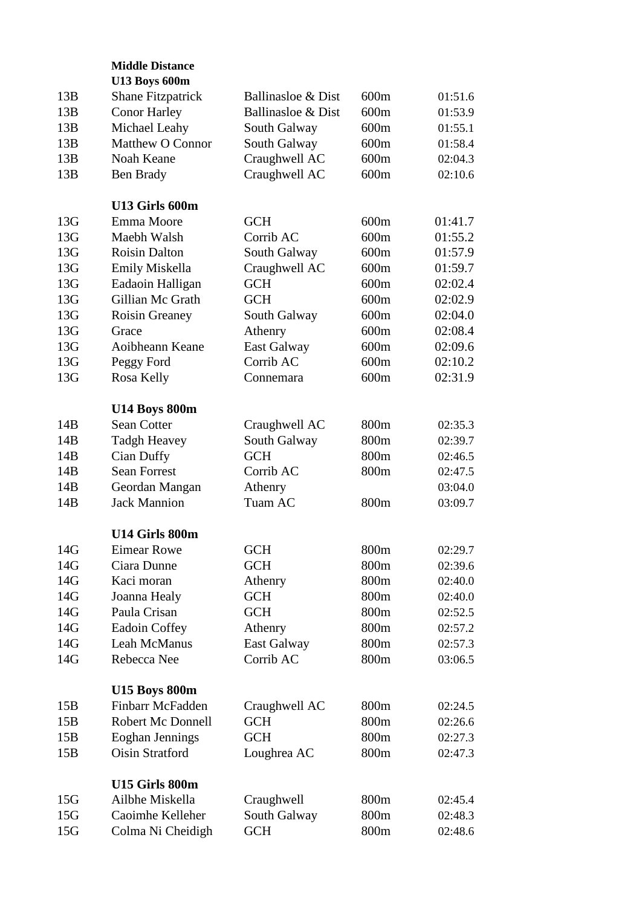**Middle Distance**

**U13 Boys 600m**

| | | | | |
|---|---|---|---|---|
| 13B | Shane Fitzpatrick | Ballinasloe & Dist | 600m | 01:51.6 |
| 13B | Conor Harley | Ballinasloe & Dist | 600m | 01:53.9 |
| 13B | Michael Leahy | South Galway | 600m | 01:55.1 |
| 13B | Matthew O Connor | South Galway | 600m | 01:58.4 |
| 13B | Noah Keane | Craughwell AC | 600m | 02:04.3 |
| 13B | Ben Brady | Craughwell AC | 600m | 02:10.6 |

**U13 Girls 600m**

| | | | | |
|---|---|---|---|---|
| 13G | Emma Moore | GCH | 600m | 01:41.7 |
| 13G | Maebh Walsh | Corrib AC | 600m | 01:55.2 |
| 13G | Roisin Dalton | South Galway | 600m | 01:57.9 |
| 13G | Emily Miskella | Craughwell AC | 600m | 01:59.7 |
| 13G | Eadaoin Halligan | GCH | 600m | 02:02.4 |
| 13G | Gillian Mc Grath | GCH | 600m | 02:02.9 |
| 13G | Roisin Greaney | South Galway | 600m | 02:04.0 |
| 13G | Grace | Athenry | 600m | 02:08.4 |
| 13G | Aoibheann Keane | East Galway | 600m | 02:09.6 |
| 13G | Peggy Ford | Corrib AC | 600m | 02:10.2 |
| 13G | Rosa Kelly | Connemara | 600m | 02:31.9 |

**U14 Boys 800m**

| | | | | |
|---|---|---|---|---|
| 14B | Sean Cotter | Craughwell AC | 800m | 02:35.3 |
| 14B | Tadgh Heavey | South Galway | 800m | 02:39.7 |
| 14B | Cian Duffy | GCH | 800m | 02:46.5 |
| 14B | Sean Forrest | Corrib AC | 800m | 02:47.5 |
| 14B | Geordan Mangan | Athenry | | 03:04.0 |
| 14B | Jack Mannion | Tuam AC | 800m | 03:09.7 |

**U14 Girls 800m**

| | | | | |
|---|---|---|---|---|
| 14G | Eimear Rowe | GCH | 800m | 02:29.7 |
| 14G | Ciara Dunne | GCH | 800m | 02:39.6 |
| 14G | Kaci moran | Athenry | 800m | 02:40.0 |
| 14G | Joanna Healy | GCH | 800m | 02:40.0 |
| 14G | Paula Crisan | GCH | 800m | 02:52.5 |
| 14G | Eadoin Coffey | Athenry | 800m | 02:57.2 |
| 14G | Leah McManus | East Galway | 800m | 02:57.3 |
| 14G | Rebecca Nee | Corrib AC | 800m | 03:06.5 |

**U15 Boys 800m**

| | | | | |
|---|---|---|---|---|
| 15B | Finbarr McFadden | Craughwell AC | 800m | 02:24.5 |
| 15B | Robert Mc Donnell | GCH | 800m | 02:26.6 |
| 15B | Eoghan Jennings | GCH | 800m | 02:27.3 |
| 15B | Oisin Stratford | Loughrea AC | 800m | 02:47.3 |

**U15 Girls 800m**

| | | | | |
|---|---|---|---|---|
| 15G | Ailbhe Miskella | Craughwell | 800m | 02:45.4 |
| 15G | Caoimhe Kelleher | South Galway | 800m | 02:48.3 |
| 15G | Colma Ni Cheidigh | GCH | 800m | 02:48.6 |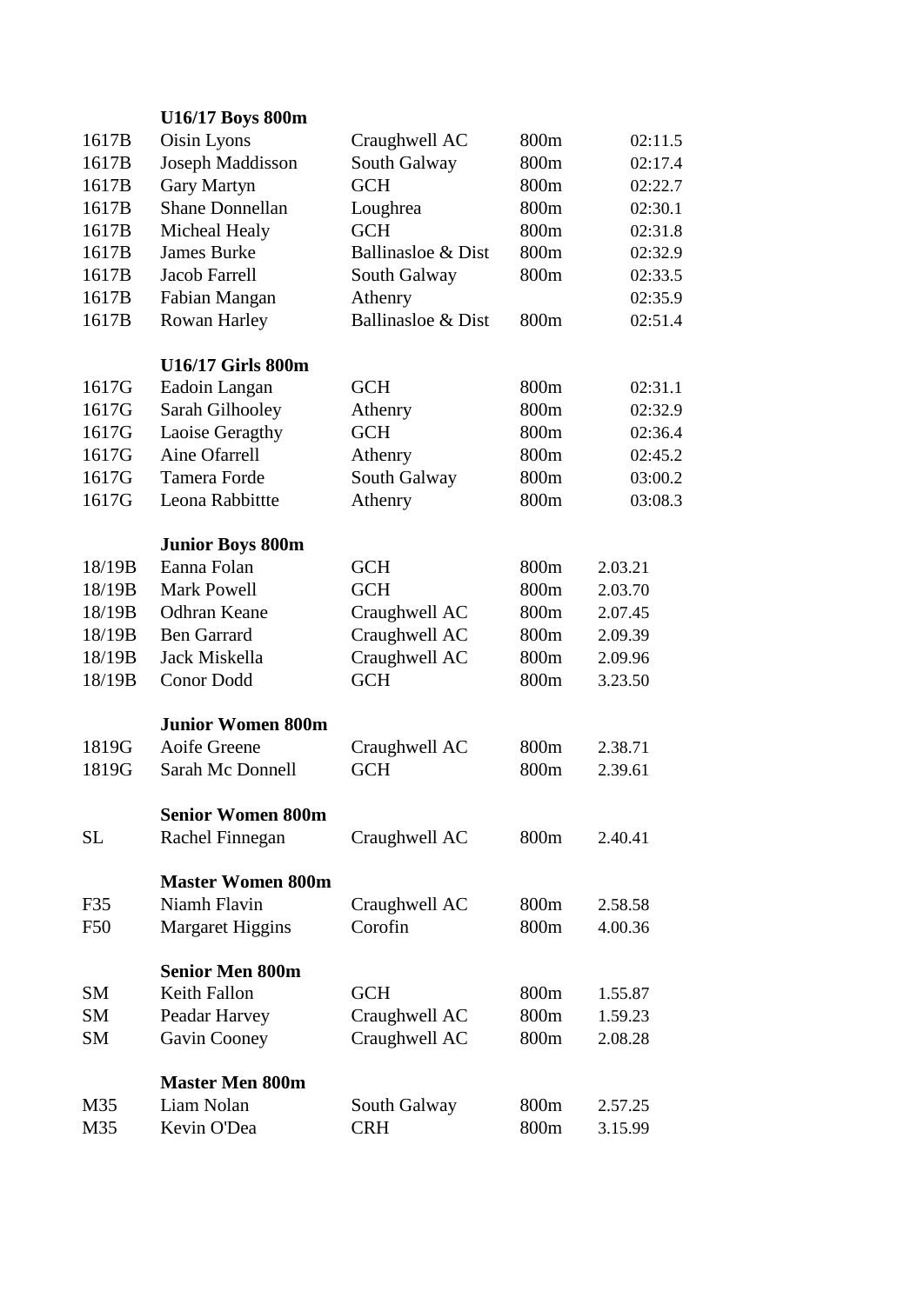**U16/17 Boys 800m**

| | | | | |
|---|---|---|---|---|
| 1617B | Oisin Lyons | Craughwell AC | 800m | 02:11.5 |
| 1617B | Joseph Maddisson | South Galway | 800m | 02:17.4 |
| 1617B | Gary Martyn | GCH | 800m | 02:22.7 |
| 1617B | Shane Donnellan | Loughrea | 800m | 02:30.1 |
| 1617B | Micheal Healy | GCH | 800m | 02:31.8 |
| 1617B | James Burke | Ballinasloe & Dist | 800m | 02:32.9 |
| 1617B | Jacob Farrell | South Galway | 800m | 02:33.5 |
| 1617B | Fabian Mangan | Athenry | | 02:35.9 |
| 1617B | Rowan Harley | Ballinasloe & Dist | 800m | 02:51.4 |

**U16/17 Girls 800m**

| | | | | |
|---|---|---|---|---|
| 1617G | Eadoin Langan | GCH | 800m | 02:31.1 |
| 1617G | Sarah Gilhooley | Athenry | 800m | 02:32.9 |
| 1617G | Laoise Geragthy | GCH | 800m | 02:36.4 |
| 1617G | Aine Ofarrell | Athenry | 800m | 02:45.2 |
| 1617G | Tamera Forde | South Galway | 800m | 03:00.2 |
| 1617G | Leona Rabbittte | Athenry | 800m | 03:08.3 |

**Junior Boys 800m**

| | | | | |
|---|---|---|---|---|
| 18/19B | Eanna Folan | GCH | 800m | 2.03.21 |
| 18/19B | Mark Powell | GCH | 800m | 2.03.70 |
| 18/19B | Odhran Keane | Craughwell AC | 800m | 2.07.45 |
| 18/19B | Ben Garrard | Craughwell AC | 800m | 2.09.39 |
| 18/19B | Jack Miskella | Craughwell AC | 800m | 2.09.96 |
| 18/19B | Conor Dodd | GCH | 800m | 3.23.50 |

**Junior Women 800m**

| | | | | |
|---|---|---|---|---|
| 1819G | Aoife Greene | Craughwell AC | 800m | 2.38.71 |
| 1819G | Sarah Mc Donnell | GCH | 800m | 2.39.61 |

**Senior Women 800m**

| | | | | |
|---|---|---|---|---|
| SL | Rachel Finnegan | Craughwell AC | 800m | 2.40.41 |

**Master Women 800m**

| | | | | |
|---|---|---|---|---|
| F35 | Niamh Flavin | Craughwell AC | 800m | 2.58.58 |
| F50 | Margaret Higgins | Corofin | 800m | 4.00.36 |

**Senior Men 800m**

| | | | | |
|---|---|---|---|---|
| SM | Keith Fallon | GCH | 800m | 1.55.87 |
| SM | Peadar Harvey | Craughwell AC | 800m | 1.59.23 |
| SM | Gavin Cooney | Craughwell AC | 800m | 2.08.28 |

**Master Men 800m**

| | | | | |
|---|---|---|---|---|
| M35 | Liam Nolan | South Galway | 800m | 2.57.25 |
| M35 | Kevin O'Dea | CRH | 800m | 3.15.99 |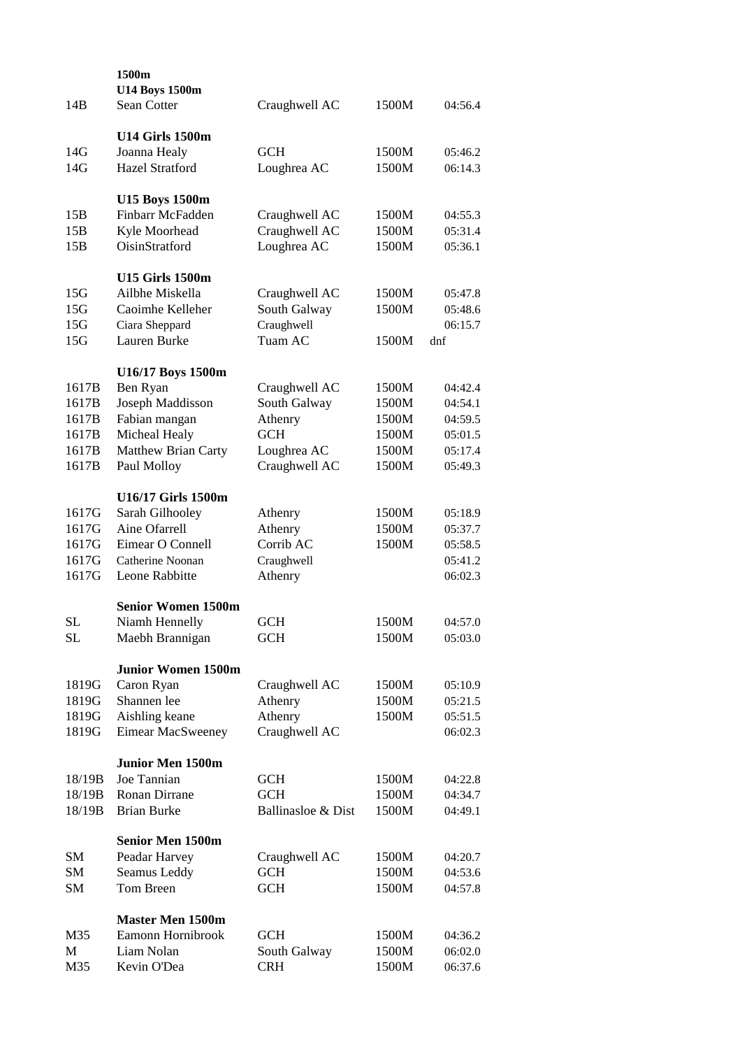**1500m**

| | | | | |
|---|---|---|---|---|
| | **U14 Boys 1500m** | | | |
| 14B | Sean Cotter | Craughwell AC | 1500M | 04:56.4 |
| | | | | |
| | **U14 Girls 1500m** | | | |
| 14G | Joanna Healy | GCH | 1500M | 05:46.2 |
| 14G | Hazel Stratford | Loughrea AC | 1500M | 06:14.3 |
| | | | | |
| | **U15 Boys 1500m** | | | |
| 15B | Finbarr McFadden | Craughwell AC | 1500M | 04:55.3 |
| 15B | Kyle Moorhead | Craughwell AC | 1500M | 05:31.4 |
| 15B | OisinStratford | Loughrea AC | 1500M | 05:36.1 |
| | | | | |
| | **U15 Girls 1500m** | | | |
| 15G | Ailbhe Miskella | Craughwell AC | 1500M | 05:47.8 |
| 15G | Caoimhe Kelleher | South Galway | 1500M | 05:48.6 |
| 15G | Ciara Sheppard | Craughwell | | 06:15.7 |
| 15G | Lauren Burke | Tuam AC | 1500M | dnf |
| | | | | |
| | **U16/17 Boys 1500m** | | | |
| 1617B | Ben Ryan | Craughwell AC | 1500M | 04:42.4 |
| 1617B | Joseph Maddisson | South Galway | 1500M | 04:54.1 |
| 1617B | Fabian mangan | Athenry | 1500M | 04:59.5 |
| 1617B | Micheal Healy | GCH | 1500M | 05:01.5 |
| 1617B | Matthew Brian Carty | Loughrea AC | 1500M | 05:17.4 |
| 1617B | Paul Molloy | Craughwell AC | 1500M | 05:49.3 |
| | | | | |
| | **U16/17 Girls 1500m** | | | |
| 1617G | Sarah Gilhooley | Athenry | 1500M | 05:18.9 |
| 1617G | Aine Ofarrell | Athenry | 1500M | 05:37.7 |
| 1617G | Eimear O Connell | Corrib AC | 1500M | 05:58.5 |
| 1617G | Catherine Noonan | Craughwell | | 05:41.2 |
| 1617G | Leone Rabbitte | Athenry | | 06:02.3 |
| | | | | |
| | **Senior Women 1500m** | | | |
| SL | Niamh Hennelly | GCH | 1500M | 04:57.0 |
| SL | Maebh Brannigan | GCH | 1500M | 05:03.0 |
| | | | | |
| | **Junior Women 1500m** | | | |
| 1819G | Caron Ryan | Craughwell AC | 1500M | 05:10.9 |
| 1819G | Shannen lee | Athenry | 1500M | 05:21.5 |
| 1819G | Aishling keane | Athenry | 1500M | 05:51.5 |
| 1819G | Eimear MacSweeney | Craughwell AC | | 06:02.3 |
| | | | | |
| | **Junior Men 1500m** | | | |
| 18/19B | Joe Tannian | GCH | 1500M | 04:22.8 |
| 18/19B | Ronan Dirrane | GCH | 1500M | 04:34.7 |
| 18/19B | Brian Burke | Ballinasloe & Dist | 1500M | 04:49.1 |
| | | | | |
| | **Senior Men 1500m** | | | |
| SM | Peadar Harvey | Craughwell AC | 1500M | 04:20.7 |
| SM | Seamus Leddy | GCH | 1500M | 04:53.6 |
| SM | Tom Breen | GCH | 1500M | 04:57.8 |
| | | | | |
| | **Master Men 1500m** | | | |
| M35 | Eamonn Hornibrook | GCH | 1500M | 04:36.2 |
| M | Liam Nolan | South Galway | 1500M | 06:02.0 |
| M35 | Kevin O'Dea | CRH | 1500M | 06:37.6 |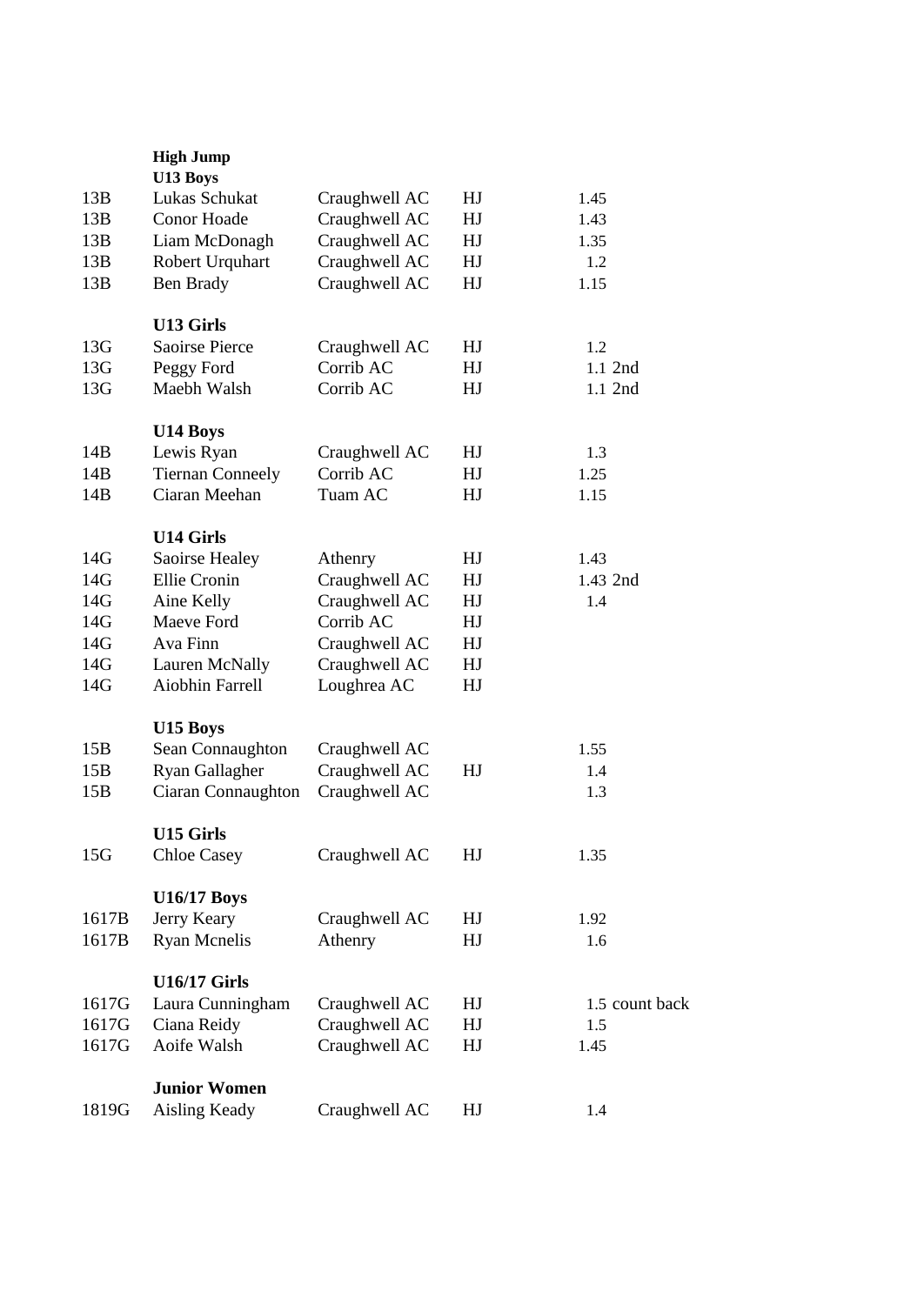**High Jump**

**U13 Boys**

| | | | | | |
|---|---|---|---|---|---|
| 13B | Lukas Schukat | Craughwell AC | HJ | 1.45 | |
| 13B | Conor Hoade | Craughwell AC | HJ | 1.43 | |
| 13B | Liam McDonagh | Craughwell AC | HJ | 1.35 | |
| 13B | Robert Urquhart | Craughwell AC | HJ | 1.2 | |
| 13B | Ben Brady | Craughwell AC | HJ | 1.15 | |
| | **U13 Girls** | | | | |
| 13G | Saoirse Pierce | Craughwell AC | HJ | 1.2 | |
| 13G | Peggy Ford | Corrib AC | HJ | 1.1 | 2nd |
| 13G | Maebh Walsh | Corrib AC | HJ | 1.1 | 2nd |
| | **U14 Boys** | | | | |
| 14B | Lewis Ryan | Craughwell AC | HJ | 1.3 | |
| 14B | Tiernan Conneely | Corrib AC | HJ | 1.25 | |
| 14B | Ciaran Meehan | Tuam AC | HJ | 1.15 | |
| | **U14 Girls** | | | | |
| 14G | Saoirse Healey | Athenry | HJ | 1.43 | |
| 14G | Ellie Cronin | Craughwell AC | HJ | 1.43 | 2nd |
| 14G | Aine Kelly | Craughwell AC | HJ | 1.4 | |
| 14G | Maeve Ford | Corrib AC | HJ | | |
| 14G | Ava Finn | Craughwell AC | HJ | | |
| 14G | Lauren McNally | Craughwell AC | HJ | | |
| 14G | Aiobhin Farrell | Loughrea AC | HJ | | |
| | **U15 Boys** | | | | |
| 15B | Sean Connaughton | Craughwell AC | | 1.55 | |
| 15B | Ryan Gallagher | Craughwell AC | HJ | 1.4 | |
| 15B | Ciaran Connaughton | Craughwell AC | | 1.3 | |
| | **U15 Girls** | | | | |
| 15G | Chloe Casey | Craughwell AC | HJ | 1.35 | |
| | **U16/17 Boys** | | | | |
| 1617B | Jerry Keary | Craughwell AC | HJ | 1.92 | |
| 1617B | Ryan Mcnelis | Athenry | HJ | 1.6 | |
| | **U16/17 Girls** | | | | |
| 1617G | Laura Cunningham | Craughwell AC | HJ | 1.5 | count back |
| 1617G | Ciana Reidy | Craughwell AC | HJ | 1.5 | |
| 1617G | Aoife Walsh | Craughwell AC | HJ | 1.45 | |
| | **Junior Women** | | | | |
| 1819G | Aisling Keady | Craughwell AC | HJ | 1.4 | |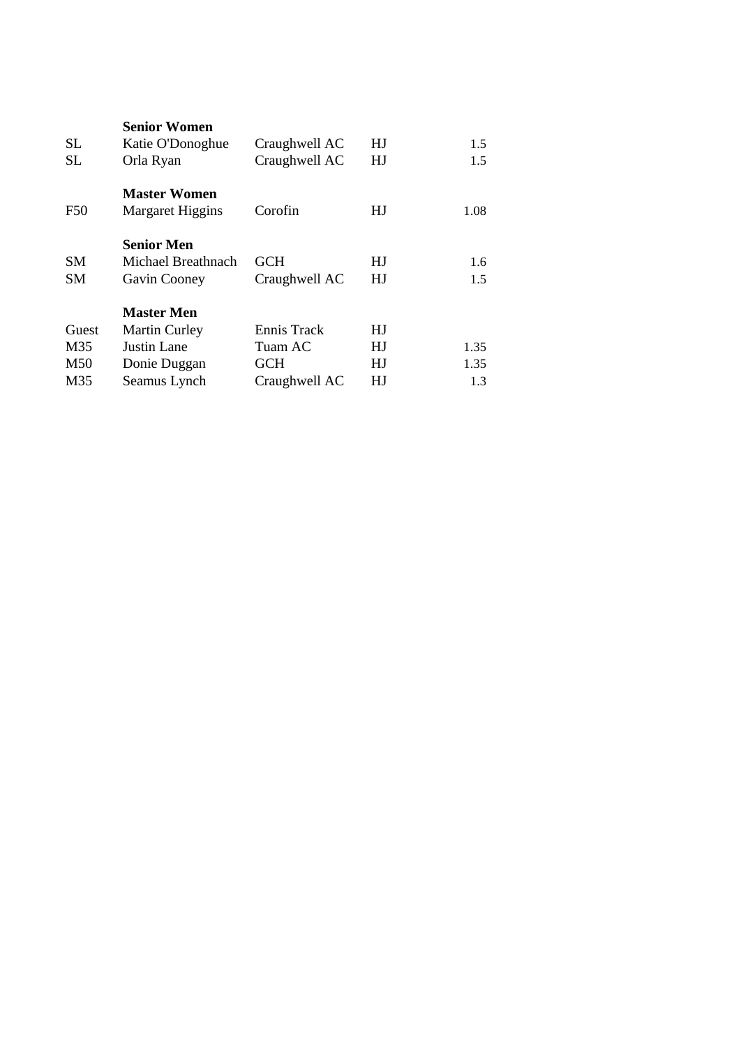| | | | | |
|---|---|---|---|---|
| | **Senior Women** | | | |
| SL | Katie O'Donoghue | Craughwell AC | HJ | 1.5 |
| SL | Orla Ryan | Craughwell AC | HJ | 1.5 |
| | | | | |
| | **Master Women** | | | |
| F50 | Margaret Higgins | Corofin | HJ | 1.08 |
| | | | | |
| | **Senior Men** | | | |
| SM | Michael Breathnach | GCH | HJ | 1.6 |
| SM | Gavin Cooney | Craughwell AC | HJ | 1.5 |
| | | | | |
| | **Master Men** | | | |
| Guest | Martin Curley | Ennis Track | HJ | |
| M35 | Justin Lane | Tuam AC | HJ | 1.35 |
| M50 | Donie Duggan | GCH | HJ | 1.35 |
| M35 | Seamus Lynch | Craughwell AC | HJ | 1.3 |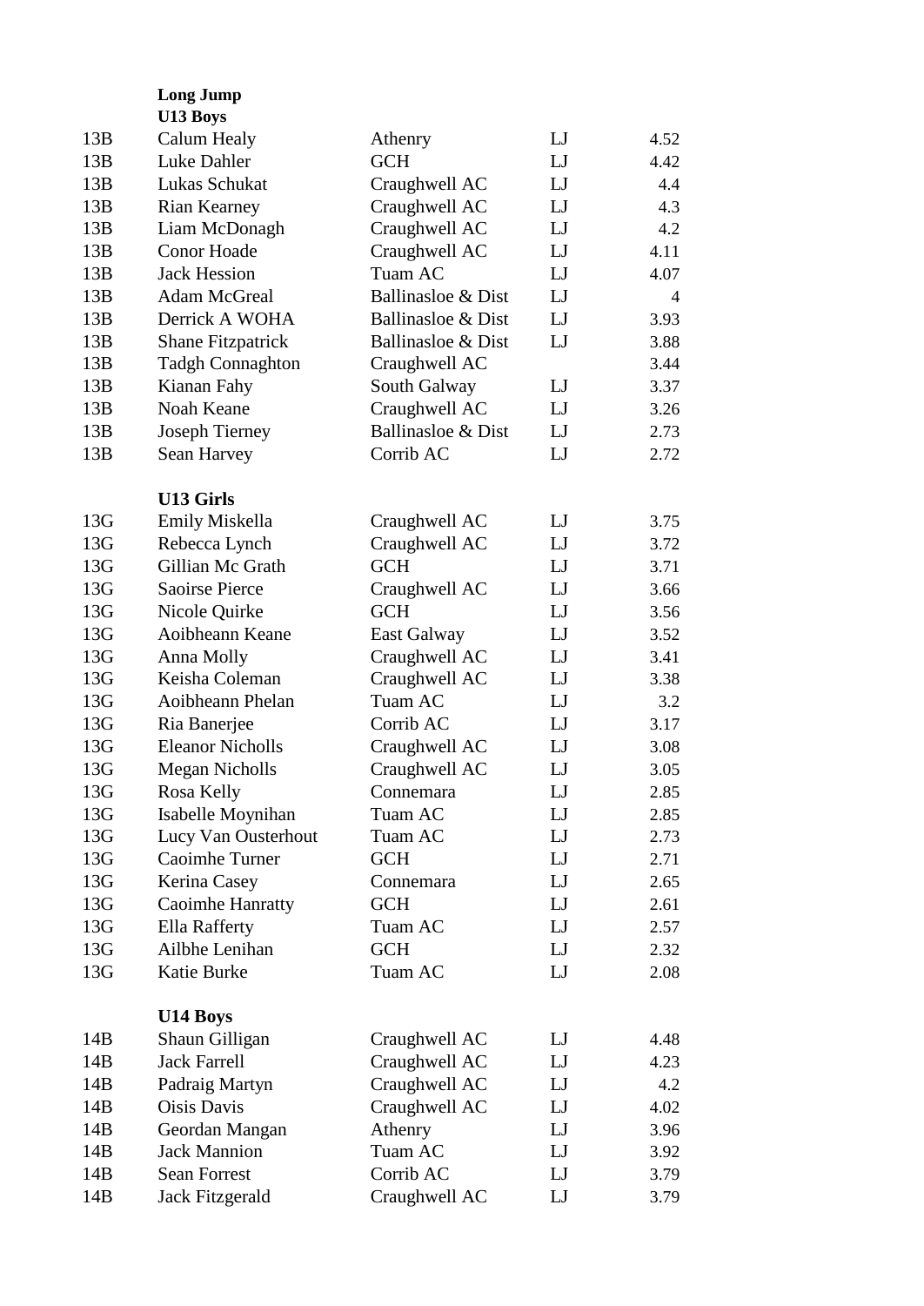**Long Jump**

**U13 Boys**

| | | | | |
|---|---|---|---|---|
| 13B | Calum Healy | Athenry | LJ | 4.52 |
| 13B | Luke Dahler | GCH | LJ | 4.42 |
| 13B | Lukas Schukat | Craughwell AC | LJ | 4.4 |
| 13B | Rian Kearney | Craughwell AC | LJ | 4.3 |
| 13B | Liam McDonagh | Craughwell AC | LJ | 4.2 |
| 13B | Conor Hoade | Craughwell AC | LJ | 4.11 |
| 13B | Jack Hession | Tuam AC | LJ | 4.07 |
| 13B | Adam McGreal | Ballinasloe & Dist | LJ | 4 |
| 13B | Derrick A WOHA | Ballinasloe & Dist | LJ | 3.93 |
| 13B | Shane Fitzpatrick | Ballinasloe & Dist | LJ | 3.88 |
| 13B | Tadgh Connaghton | Craughwell AC | | 3.44 |
| 13B | Kianan Fahy | South Galway | LJ | 3.37 |
| 13B | Noah Keane | Craughwell AC | LJ | 3.26 |
| 13B | Joseph Tierney | Ballinasloe & Dist | LJ | 2.73 |
| 13B | Sean Harvey | Corrib AC | LJ | 2.72 |

**U13 Girls**

| | | | | |
|---|---|---|---|---|
| 13G | Emily Miskella | Craughwell AC | LJ | 3.75 |
| 13G | Rebecca Lynch | Craughwell AC | LJ | 3.72 |
| 13G | Gillian Mc Grath | GCH | LJ | 3.71 |
| 13G | Saoirse Pierce | Craughwell AC | LJ | 3.66 |
| 13G | Nicole Quirke | GCH | LJ | 3.56 |
| 13G | Aoibheann Keane | East Galway | LJ | 3.52 |
| 13G | Anna Molly | Craughwell AC | LJ | 3.41 |
| 13G | Keisha Coleman | Craughwell AC | LJ | 3.38 |
| 13G | Aoibheann Phelan | Tuam AC | LJ | 3.2 |
| 13G | Ria Banerjee | Corrib AC | LJ | 3.17 |
| 13G | Eleanor Nicholls | Craughwell AC | LJ | 3.08 |
| 13G | Megan Nicholls | Craughwell AC | LJ | 3.05 |
| 13G | Rosa Kelly | Connemara | LJ | 2.85 |
| 13G | Isabelle Moynihan | Tuam AC | LJ | 2.85 |
| 13G | Lucy Van Ousterhout | Tuam AC | LJ | 2.73 |
| 13G | Caoimhe Turner | GCH | LJ | 2.71 |
| 13G | Kerina Casey | Connemara | LJ | 2.65 |
| 13G | Caoimhe Hanratty | GCH | LJ | 2.61 |
| 13G | Ella Rafferty | Tuam AC | LJ | 2.57 |
| 13G | Ailbhe Lenihan | GCH | LJ | 2.32 |
| 13G | Katie Burke | Tuam AC | LJ | 2.08 |

**U14 Boys**

| | | | | |
|---|---|---|---|---|
| 14B | Shaun Gilligan | Craughwell AC | LJ | 4.48 |
| 14B | Jack Farrell | Craughwell AC | LJ | 4.23 |
| 14B | Padraig Martyn | Craughwell AC | LJ | 4.2 |
| 14B | Oisis Davis | Craughwell AC | LJ | 4.02 |
| 14B | Geordan Mangan | Athenry | LJ | 3.96 |
| 14B | Jack Mannion | Tuam AC | LJ | 3.92 |
| 14B | Sean Forrest | Corrib AC | LJ | 3.79 |
| 14B | Jack Fitzgerald | Craughwell AC | LJ | 3.79 |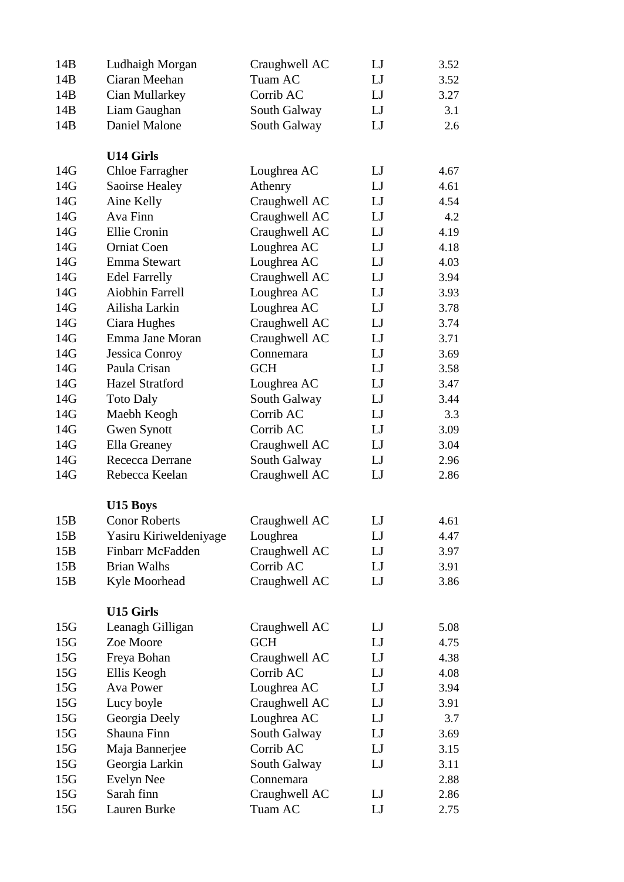| | | | | |
|---|---|---|---|---|
| 14B | Ludhaigh Morgan | Craughwell AC | LJ | 3.52 |
| 14B | Ciaran Meehan | Tuam AC | LJ | 3.52 |
| 14B | Cian Mullarkey | Corrib AC | LJ | 3.27 |
| 14B | Liam Gaughan | South Galway | LJ | 3.1 |
| 14B | Daniel Malone | South Galway | LJ | 2.6 |

**U14 Girls**

| | | | | |
|---|---|---|---|---|
| 14G | Chloe Farragher | Loughrea AC | LJ | 4.67 |
| 14G | Saoirse Healey | Athenry | LJ | 4.61 |
| 14G | Aine Kelly | Craughwell AC | LJ | 4.54 |
| 14G | Ava Finn | Craughwell AC | LJ | 4.2 |
| 14G | Ellie Cronin | Craughwell AC | LJ | 4.19 |
| 14G | Orniat Coen | Loughrea AC | LJ | 4.18 |
| 14G | Emma Stewart | Loughrea AC | LJ | 4.03 |
| 14G | Edel Farrelly | Craughwell AC | LJ | 3.94 |
| 14G | Aiobhin Farrell | Loughrea AC | LJ | 3.93 |
| 14G | Ailisha Larkin | Loughrea AC | LJ | 3.78 |
| 14G | Ciara Hughes | Craughwell AC | LJ | 3.74 |
| 14G | Emma Jane Moran | Craughwell AC | LJ | 3.71 |
| 14G | Jessica Conroy | Connemara | LJ | 3.69 |
| 14G | Paula Crisan | GCH | LJ | 3.58 |
| 14G | Hazel Stratford | Loughrea AC | LJ | 3.47 |
| 14G | Toto Daly | South Galway | LJ | 3.44 |
| 14G | Maebh Keogh | Corrib AC | LJ | 3.3 |
| 14G | Gwen Synott | Corrib AC | LJ | 3.09 |
| 14G | Ella Greaney | Craughwell AC | LJ | 3.04 |
| 14G | Rececca Derrane | South Galway | LJ | 2.96 |
| 14G | Rebecca Keelan | Craughwell AC | LJ | 2.86 |

**U15 Boys**

| | | | | |
|---|---|---|---|---|
| 15B | Conor Roberts | Craughwell AC | LJ | 4.61 |
| 15B | Yasiru Kiriweldeniyage | Loughrea | LJ | 4.47 |
| 15B | Finbarr McFadden | Craughwell AC | LJ | 3.97 |
| 15B | Brian Walhs | Corrib AC | LJ | 3.91 |
| 15B | Kyle Moorhead | Craughwell AC | LJ | 3.86 |

**U15 Girls**

| | | | | |
|---|---|---|---|---|
| 15G | Leanagh Gilligan | Craughwell AC | LJ | 5.08 |
| 15G | Zoe Moore | GCH | LJ | 4.75 |
| 15G | Freya Bohan | Craughwell AC | LJ | 4.38 |
| 15G | Ellis Keogh | Corrib AC | LJ | 4.08 |
| 15G | Ava Power | Loughrea AC | LJ | 3.94 |
| 15G | Lucy boyle | Craughwell AC | LJ | 3.91 |
| 15G | Georgia Deely | Loughrea AC | LJ | 3.7 |
| 15G | Shauna Finn | South Galway | LJ | 3.69 |
| 15G | Maja Bannerjee | Corrib AC | LJ | 3.15 |
| 15G | Georgia Larkin | South Galway | LJ | 3.11 |
| 15G | Evelyn Nee | Connemara | | 2.88 |
| 15G | Sarah finn | Craughwell AC | LJ | 2.86 |
| 15G | Lauren Burke | Tuam AC | LJ | 2.75 |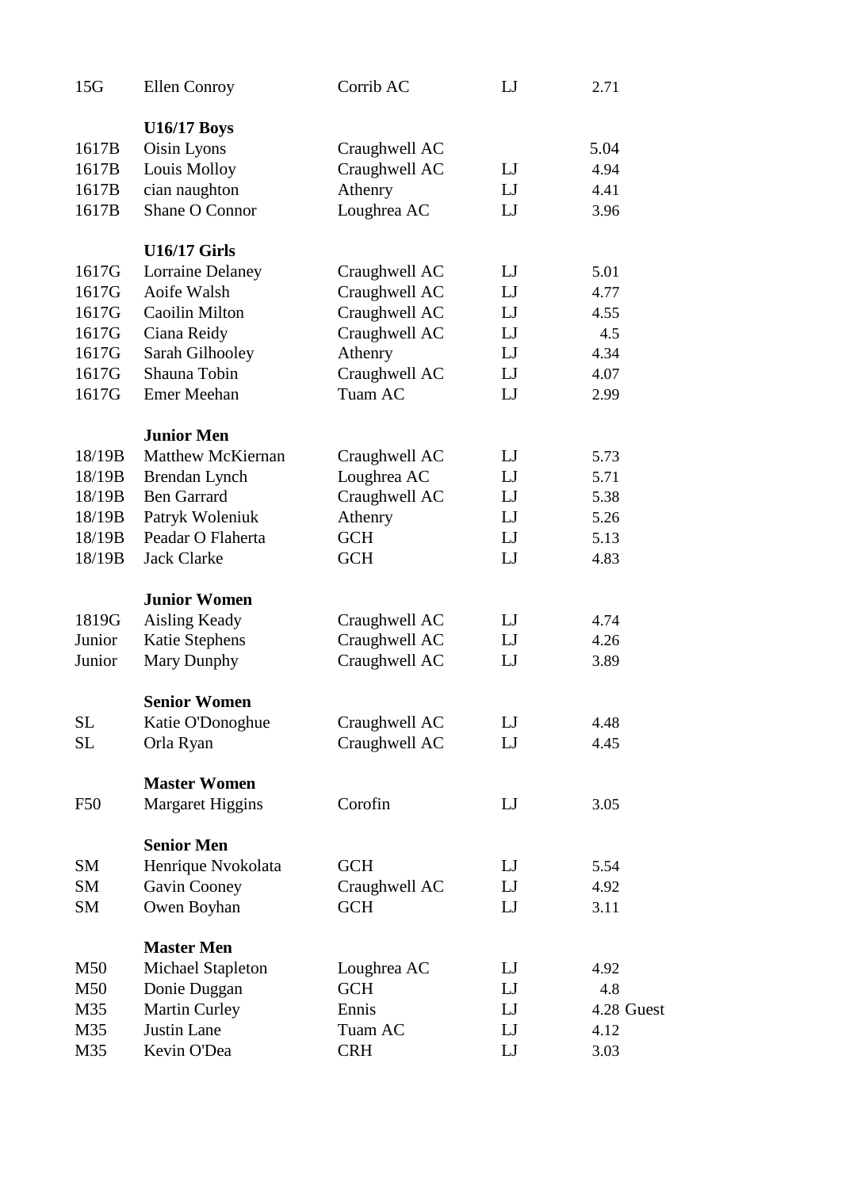| | | | | |
|---|---|---|---|---|
| 15G | Ellen Conroy | Corrib AC | LJ | 2.71 |
| | **U16/17 Boys** | | | |
| 1617B | Oisin Lyons | Craughwell AC | | 5.04 |
| 1617B | Louis Molloy | Craughwell AC | LJ | 4.94 |
| 1617B | cian naughton | Athenry | LJ | 4.41 |
| 1617B | Shane O Connor | Loughrea AC | LJ | 3.96 |
| | **U16/17 Girls** | | | |
| 1617G | Lorraine Delaney | Craughwell AC | LJ | 5.01 |
| 1617G | Aoife Walsh | Craughwell AC | LJ | 4.77 |
| 1617G | Caoilin Milton | Craughwell AC | LJ | 4.55 |
| 1617G | Ciana Reidy | Craughwell AC | LJ | 4.5 |
| 1617G | Sarah Gilhooley | Athenry | LJ | 4.34 |
| 1617G | Shauna Tobin | Craughwell AC | LJ | 4.07 |
| 1617G | Emer Meehan | Tuam AC | LJ | 2.99 |
| | **Junior Men** | | | |
| 18/19B | Matthew McKiernan | Craughwell AC | LJ | 5.73 |
| 18/19B | Brendan Lynch | Loughrea AC | LJ | 5.71 |
| 18/19B | Ben Garrard | Craughwell AC | LJ | 5.38 |
| 18/19B | Patryk Woleniuk | Athenry | LJ | 5.26 |
| 18/19B | Peadar O Flaherta | GCH | LJ | 5.13 |
| 18/19B | Jack Clarke | GCH | LJ | 4.83 |
| | **Junior Women** | | | |
| 1819G | Aisling Keady | Craughwell AC | LJ | 4.74 |
| Junior | Katie Stephens | Craughwell AC | LJ | 4.26 |
| Junior | Mary Dunphy | Craughwell AC | LJ | 3.89 |
| | **Senior Women** | | | |
| SL | Katie O'Donoghue | Craughwell AC | LJ | 4.48 |
| SL | Orla Ryan | Craughwell AC | LJ | 4.45 |
| | **Master Women** | | | |
| F50 | Margaret Higgins | Corofin | LJ | 3.05 |
| | **Senior Men** | | | |
| SM | Henrique Nvokolata | GCH | LJ | 5.54 |
| SM | Gavin Cooney | Craughwell AC | LJ | 4.92 |
| SM | Owen Boyhan | GCH | LJ | 3.11 |
| | **Master Men** | | | |
| M50 | Michael Stapleton | Loughrea AC | LJ | 4.92 |
| M50 | Donie Duggan | GCH | LJ | 4.8 |
| M35 | Martin Curley | Ennis | LJ | 4.28 Guest |
| M35 | Justin Lane | Tuam AC | LJ | 4.12 |
| M35 | Kevin O'Dea | CRH | LJ | 3.03 |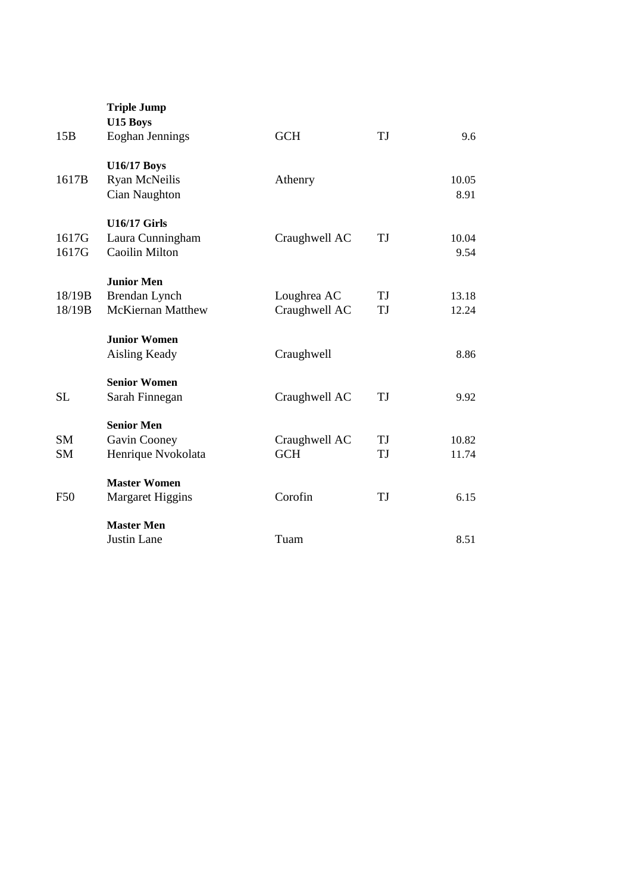**Triple Jump**

| | | | | |
|---|---|---|---|---|
| | **U15 Boys** | | | |
| 15B | Eoghan Jennings | GCH | TJ | 9.6 |
| | **U16/17 Boys** | | | |
| 1617B | Ryan McNeilis | Athenry | | 10.05 |
| | Cian Naughton | | | 8.91 |
| | **U16/17 Girls** | | | |
| 1617G | Laura Cunningham | Craughwell AC | TJ | 10.04 |
| 1617G | Caoilin Milton | | | 9.54 |
| | **Junior Men** | | | |
| 18/19B | Brendan Lynch | Loughrea AC | TJ | 13.18 |
| 18/19B | McKiernan Matthew | Craughwell AC | TJ | 12.24 |
| | **Junior Women** | | | |
| | Aisling Keady | Craughwell | | 8.86 |
| | **Senior Women** | | | |
| SL | Sarah Finnegan | Craughwell AC | TJ | 9.92 |
| | **Senior Men** | | | |
| SM | Gavin Cooney | Craughwell AC | TJ | 10.82 |
| SM | Henrique Nvokolata | GCH | TJ | 11.74 |
| | **Master Women** | | | |
| F50 | Margaret Higgins | Corofin | TJ | 6.15 |
| | **Master Men** | | | |
| | Justin Lane | Tuam | | 8.51 |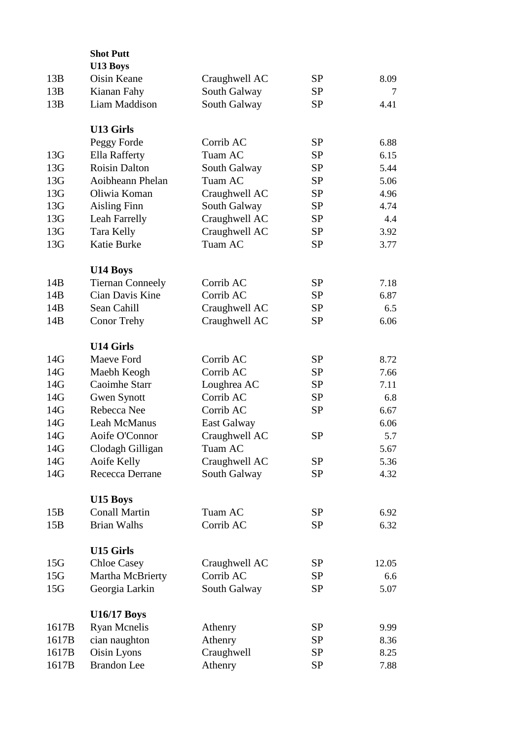**Shot Putt**

**U13 Boys**

| | | | | |
|---|---|---|---|---|
| 13B | Oisin Keane | Craughwell AC | SP | 8.09 |
| 13B | Kianan Fahy | South Galway | SP | 7 |
| 13B | Liam Maddison | South Galway | SP | 4.41 |

**U13 Girls**

| | | | | |
|---|---|---|---|---|
| | Peggy Forde | Corrib AC | SP | 6.88 |
| 13G | Ella Rafferty | Tuam AC | SP | 6.15 |
| 13G | Roisin Dalton | South Galway | SP | 5.44 |
| 13G | Aoibheann Phelan | Tuam AC | SP | 5.06 |
| 13G | Oliwia Koman | Craughwell AC | SP | 4.96 |
| 13G | Aisling Finn | South Galway | SP | 4.74 |
| 13G | Leah Farrelly | Craughwell AC | SP | 4.4 |
| 13G | Tara Kelly | Craughwell AC | SP | 3.92 |
| 13G | Katie Burke | Tuam AC | SP | 3.77 |

**U14 Boys**

| | | | | |
|---|---|---|---|---|
| 14B | Tiernan Conneely | Corrib AC | SP | 7.18 |
| 14B | Cian Davis Kine | Corrib AC | SP | 6.87 |
| 14B | Sean Cahill | Craughwell AC | SP | 6.5 |
| 14B | Conor Trehy | Craughwell AC | SP | 6.06 |

**U14 Girls**

| | | | | |
|---|---|---|---|---|
| 14G | Maeve Ford | Corrib AC | SP | 8.72 |
| 14G | Maebh Keogh | Corrib AC | SP | 7.66 |
| 14G | Caoimhe Starr | Loughrea AC | SP | 7.11 |
| 14G | Gwen Synott | Corrib AC | SP | 6.8 |
| 14G | Rebecca Nee | Corrib AC | SP | 6.67 |
| 14G | Leah McManus | East Galway | | 6.06 |
| 14G | Aoife O'Connor | Craughwell AC | SP | 5.7 |
| 14G | Clodagh Gilligan | Tuam AC | | 5.67 |
| 14G | Aoife Kelly | Craughwell AC | SP | 5.36 |
| 14G | Rececca Derrane | South Galway | SP | 4.32 |

**U15 Boys**

| | | | | |
|---|---|---|---|---|
| 15B | Conall Martin | Tuam AC | SP | 6.92 |
| 15B | Brian Walhs | Corrib AC | SP | 6.32 |

**U15 Girls**

| | | | | |
|---|---|---|---|---|
| 15G | Chloe Casey | Craughwell AC | SP | 12.05 |
| 15G | Martha McBrierty | Corrib AC | SP | 6.6 |
| 15G | Georgia Larkin | South Galway | SP | 5.07 |

**U16/17 Boys**

| | | | | |
|---|---|---|---|---|
| 1617B | Ryan Mcnelis | Athenry | SP | 9.99 |
| 1617B | cian naughton | Athenry | SP | 8.36 |
| 1617B | Oisin Lyons | Craughwell | SP | 8.25 |
| 1617B | Brandon Lee | Athenry | SP | 7.88 |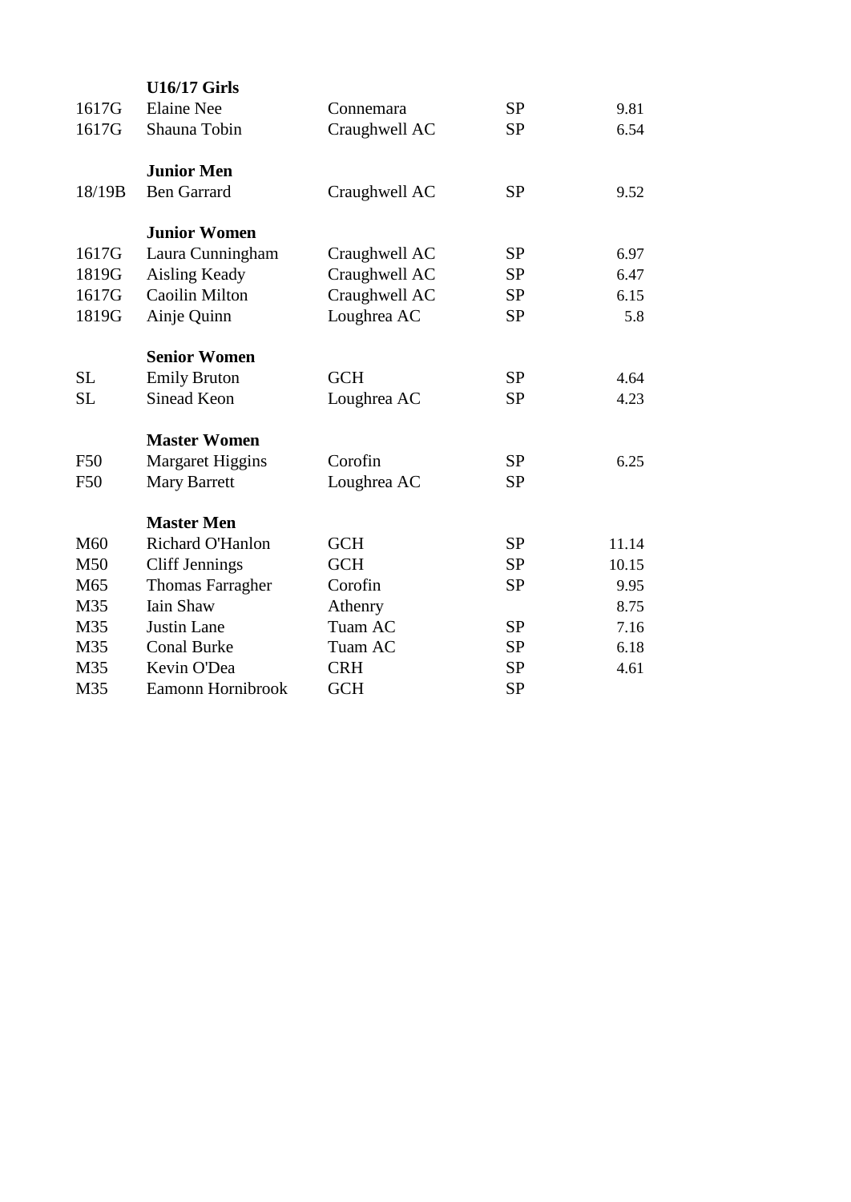| | **U16/17 Girls** | | | |
|---|---|---|---|---|
| 1617G | Elaine Nee | Connemara | SP | 9.81 |
| 1617G | Shauna Tobin | Craughwell AC | SP | 6.54 |
| | | | | |
| | **Junior Men** | | | |
| 18/19B | Ben Garrard | Craughwell AC | SP | 9.52 |
| | | | | |
| | **Junior Women** | | | |
| 1617G | Laura Cunningham | Craughwell AC | SP | 6.97 |
| 1819G | Aisling Keady | Craughwell AC | SP | 6.47 |
| 1617G | Caoilin Milton | Craughwell AC | SP | 6.15 |
| 1819G | Ainje Quinn | Loughrea AC | SP | 5.8 |
| | | | | |
| | **Senior Women** | | | |
| SL | Emily Bruton | GCH | SP | 4.64 |
| SL | Sinead Keon | Loughrea AC | SP | 4.23 |
| | | | | |
| | **Master Women** | | | |
| F50 | Margaret Higgins | Corofin | SP | 6.25 |
| F50 | Mary Barrett | Loughrea AC | SP | |
| | | | | |
| | **Master Men** | | | |
| M60 | Richard O'Hanlon | GCH | SP | 11.14 |
| M50 | Cliff Jennings | GCH | SP | 10.15 |
| M65 | Thomas Farragher | Corofin | SP | 9.95 |
| M35 | Iain Shaw | Athenry | | 8.75 |
| M35 | Justin Lane | Tuam AC | SP | 7.16 |
| M35 | Conal Burke | Tuam AC | SP | 6.18 |
| M35 | Kevin O'Dea | CRH | SP | 4.61 |
| M35 | Eamonn Hornibrook | GCH | SP | |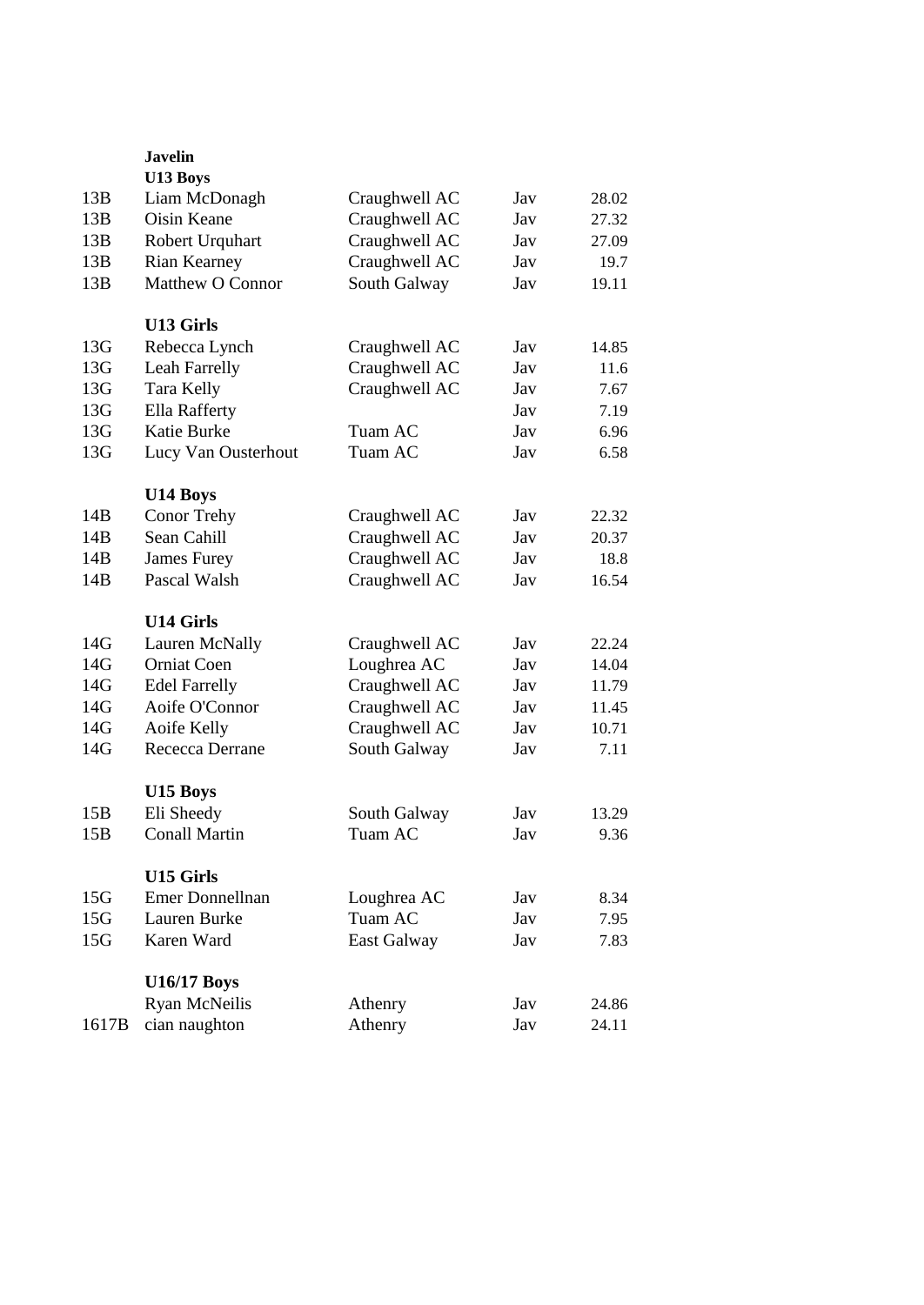**Javelin**

**U13 Boys**

| | | | | |
|---|---|---|---|---|
| 13B | Liam McDonagh | Craughwell AC | Jav | 28.02 |
| 13B | Oisin Keane | Craughwell AC | Jav | 27.32 |
| 13B | Robert Urquhart | Craughwell AC | Jav | 27.09 |
| 13B | Rian Kearney | Craughwell AC | Jav | 19.7 |
| 13B | Matthew O Connor | South Galway | Jav | 19.11 |

**U13 Girls**

| | | | | |
|---|---|---|---|---|
| 13G | Rebecca Lynch | Craughwell AC | Jav | 14.85 |
| 13G | Leah Farrelly | Craughwell AC | Jav | 11.6 |
| 13G | Tara Kelly | Craughwell AC | Jav | 7.67 |
| 13G | Ella Rafferty | | Jav | 7.19 |
| 13G | Katie Burke | Tuam AC | Jav | 6.96 |
| 13G | Lucy Van Ousterhout | Tuam AC | Jav | 6.58 |

**U14 Boys**

| | | | | |
|---|---|---|---|---|
| 14B | Conor Trehy | Craughwell AC | Jav | 22.32 |
| 14B | Sean Cahill | Craughwell AC | Jav | 20.37 |
| 14B | James Furey | Craughwell AC | Jav | 18.8 |
| 14B | Pascal Walsh | Craughwell AC | Jav | 16.54 |

**U14 Girls**

| | | | | |
|---|---|---|---|---|
| 14G | Lauren McNally | Craughwell AC | Jav | 22.24 |
| 14G | Orniat Coen | Loughrea AC | Jav | 14.04 |
| 14G | Edel Farrelly | Craughwell AC | Jav | 11.79 |
| 14G | Aoife O'Connor | Craughwell AC | Jav | 11.45 |
| 14G | Aoife Kelly | Craughwell AC | Jav | 10.71 |
| 14G | Rececca Derrane | South Galway | Jav | 7.11 |

**U15 Boys**

| | | | | |
|---|---|---|---|---|
| 15B | Eli Sheedy | South Galway | Jav | 13.29 |
| 15B | Conall Martin | Tuam AC | Jav | 9.36 |

**U15 Girls**

| | | | | |
|---|---|---|---|---|
| 15G | Emer Donnellnan | Loughrea AC | Jav | 8.34 |
| 15G | Lauren Burke | Tuam AC | Jav | 7.95 |
| 15G | Karen Ward | East Galway | Jav | 7.83 |

**U16/17 Boys**

| | | | | |
|---|---|---|---|---|
| | Ryan McNeilis | Athenry | Jav | 24.86 |
| 1617B | cian naughton | Athenry | Jav | 24.11 |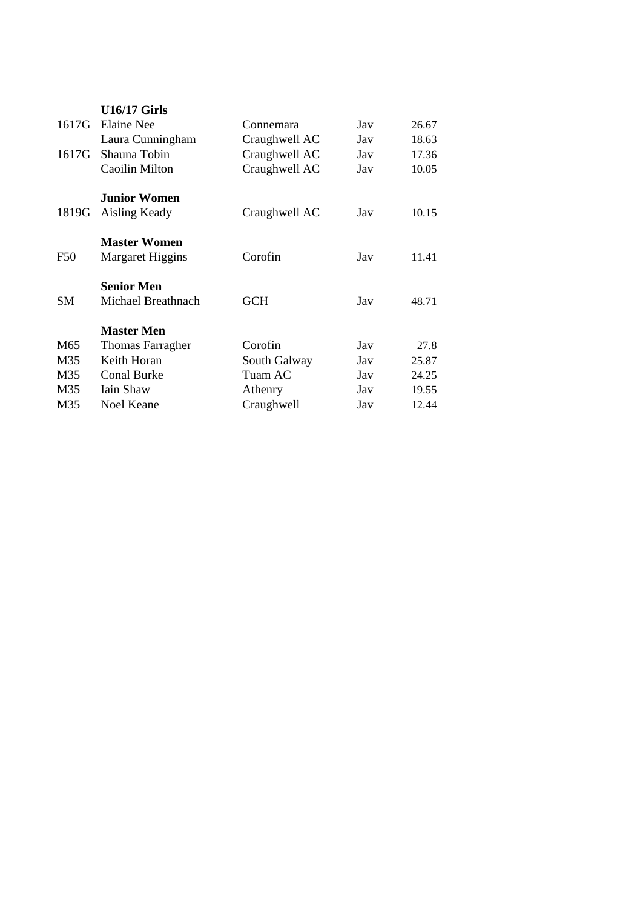| | | | | |
|---|---|---|---|---|
| | **U16/17 Girls** | | | |
| 1617G | Elaine Nee | Connemara | Jav | 26.67 |
| | Laura Cunningham | Craughwell AC | Jav | 18.63 |
| 1617G | Shauna Tobin | Craughwell AC | Jav | 17.36 |
| | Caoilin Milton | Craughwell AC | Jav | 10.05 |
| | | | | |
| | **Junior Women** | | | |
| 1819G | Aisling Keady | Craughwell AC | Jav | 10.15 |
| | | | | |
| | **Master Women** | | | |
| F50 | Margaret Higgins | Corofin | Jav | 11.41 |
| | | | | |
| | **Senior Men** | | | |
| SM | Michael Breathnach | GCH | Jav | 48.71 |
| | | | | |
| | **Master Men** | | | |
| M65 | Thomas Farragher | Corofin | Jav | 27.8 |
| M35 | Keith Horan | South Galway | Jav | 25.87 |
| M35 | Conal Burke | Tuam AC | Jav | 24.25 |
| M35 | Iain Shaw | Athenry | Jav | 19.55 |
| M35 | Noel Keane | Craughwell | Jav | 12.44 |